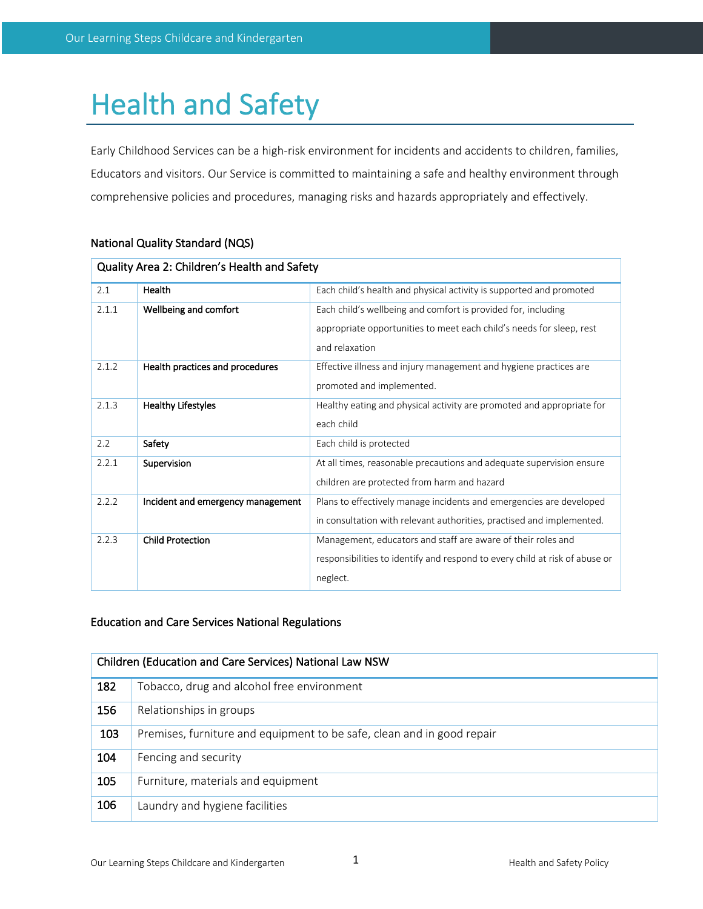# Health and Safety

Early Childhood Services can be a high-risk environment for incidents and accidents to children, families, Educators and visitors. Our Service is committed to maintaining a safe and healthy environment through comprehensive policies and procedures, managing risks and hazards appropriately and effectively.

### National Quality Standard (NQS)

| Quality Area 2: Children's Health and Safety | | |
|---|---|---|
| 2.1 | **Health** | Each child's health and physical activity is supported and promoted |
| 2.1.1 | **Wellbeing and comfort** | Each child's wellbeing and comfort is provided for, including appropriate opportunities to meet each child's needs for sleep, rest and relaxation |
| 2.1.2 | **Health practices and procedures** | Effective illness and injury management and hygiene practices are promoted and implemented. |
| 2.1.3 | **Healthy Lifestyles** | Healthy eating and physical activity are promoted and appropriate for each child |
| 2.2 | **Safety** | Each child is protected |
| 2.2.1 | **Supervision** | At all times, reasonable precautions and adequate supervision ensure children are protected from harm and hazard |
| 2.2.2 | **Incident and emergency management** | Plans to effectively manage incidents and emergencies are developed in consultation with relevant authorities, practised and implemented. |
| 2.2.3 | **Child Protection** | Management, educators and staff are aware of their roles and responsibilities to identify and respond to every child at risk of abuse or neglect. |

### Education and Care Services National Regulations

| Children (Education and Care Services) National Law NSW | |
|---|---|
| **182** | Tobacco, drug and alcohol free environment |
| **156** | Relationships in groups |
| **103** | Premises, furniture and equipment to be safe, clean and in good repair |
| **104** | Fencing and security |
| **105** | Furniture, materials and equipment |
| **106** | Laundry and hygiene facilities |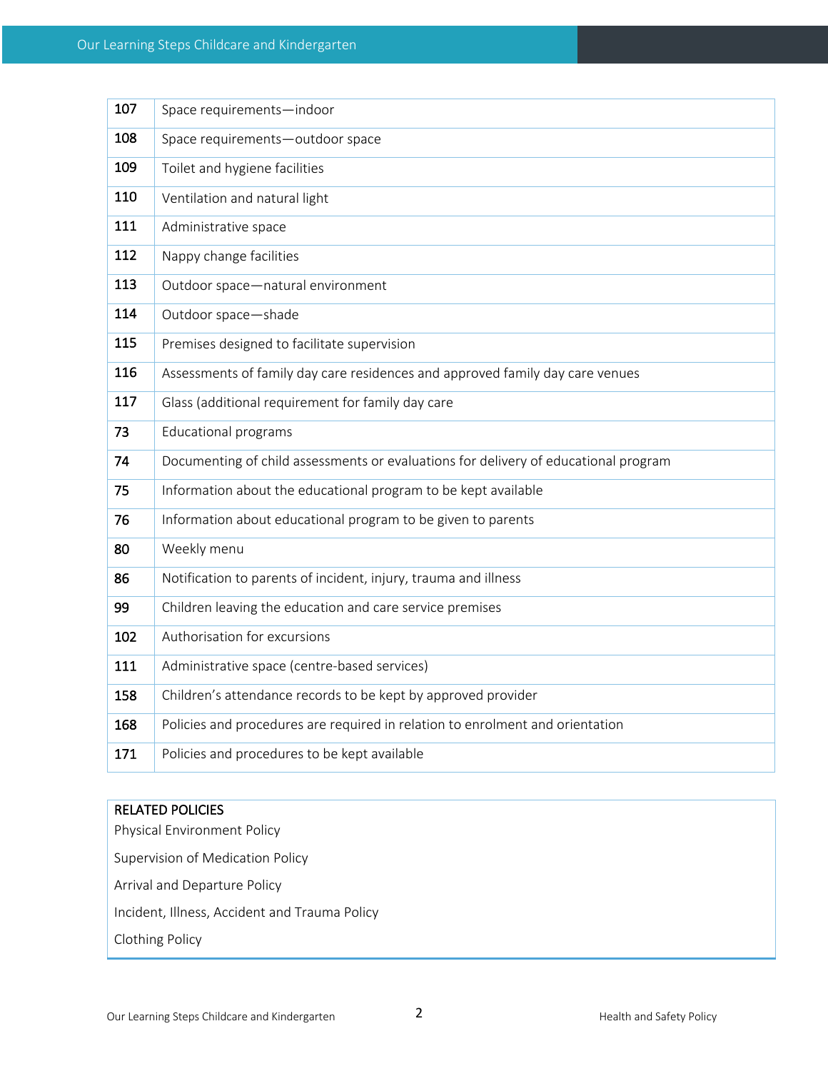| 107 | Space requirements—indoor |
|---|---|
| 108 | Space requirements—outdoor space |
| 109 | Toilet and hygiene facilities |
| 110 | Ventilation and natural light |
| 111 | Administrative space |
| 112 | Nappy change facilities |
| 113 | Outdoor space—natural environment |
| 114 | Outdoor space—shade |
| 115 | Premises designed to facilitate supervision |
| 116 | Assessments of family day care residences and approved family day care venues |
| 117 | Glass (additional requirement for family day care |
| 73 | Educational programs |
| 74 | Documenting of child assessments or evaluations for delivery of educational program |
| 75 | Information about the educational program to be kept available |
| 76 | Information about educational program to be given to parents |
| 80 | Weekly menu |
| 86 | Notification to parents of incident, injury, trauma and illness |
| 99 | Children leaving the education and care service premises |
| 102 | Authorisation for excursions |
| 111 | Administrative space (centre-based services) |
| 158 | Children's attendance records to be kept by approved provider |
| 168 | Policies and procedures are required in relation to enrolment and orientation |
| 171 | Policies and procedures to be kept available |

RELATED POLICIES

Physical Environment Policy

Supervision of Medication Policy

Arrival and Departure Policy

Incident, Illness, Accident and Trauma Policy

Clothing Policy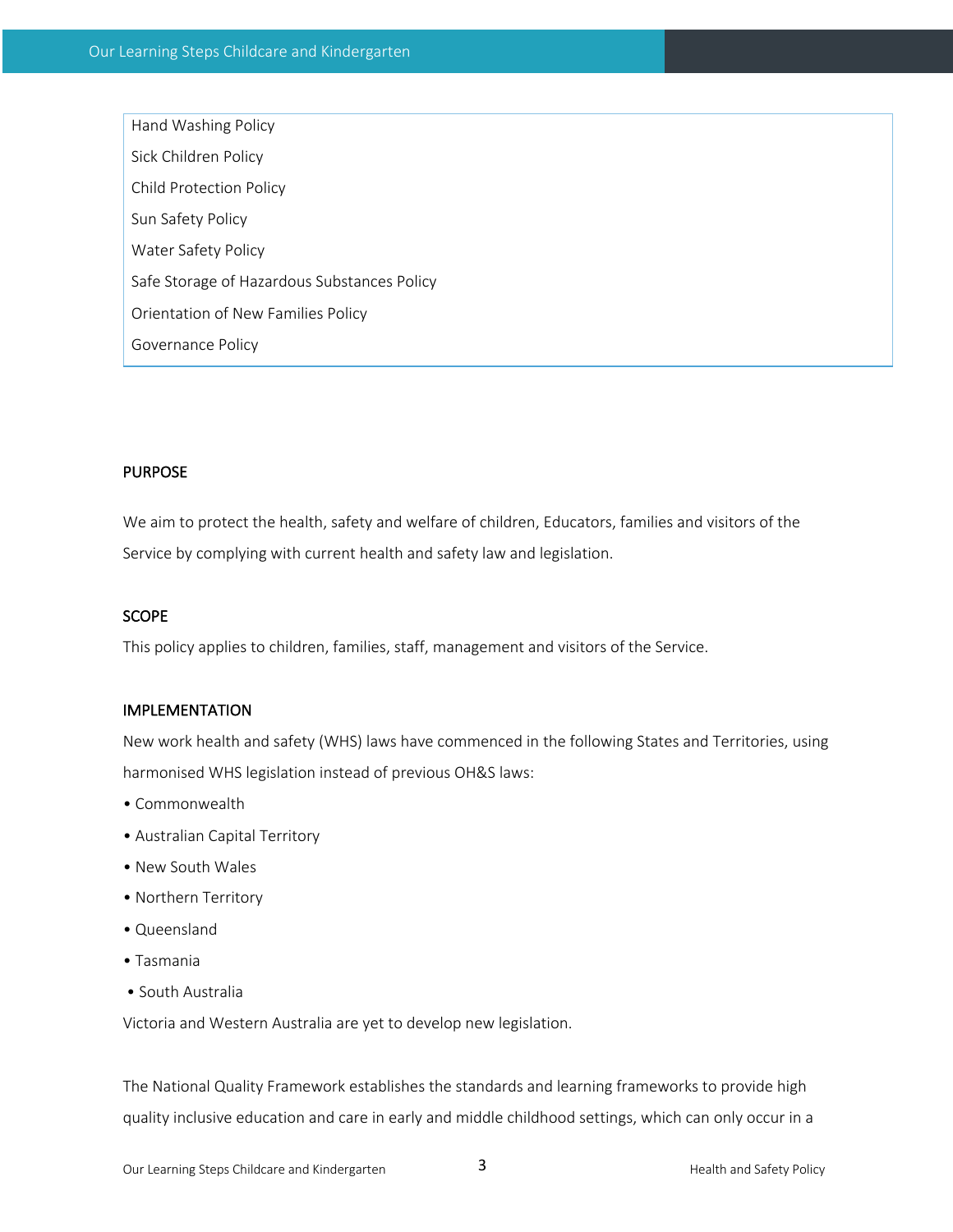| Hand Washing Policy |
| --- |
| Sick Children Policy |
| Child Protection Policy |
| Sun Safety Policy |
| Water Safety Policy |
| Safe Storage of Hazardous Substances Policy |
| Orientation of New Families Policy |
| Governance Policy |

## PURPOSE

We aim to protect the health, safety and welfare of children, Educators, families and visitors of the Service by complying with current health and safety law and legislation.

## SCOPE

This policy applies to children, families, staff, management and visitors of the Service.

## IMPLEMENTATION

New work health and safety (WHS) laws have commenced in the following States and Territories, using harmonised WHS legislation instead of previous OH&S laws:

- Commonwealth
- Australian Capital Territory
- New South Wales
- Northern Territory
- Queensland
- Tasmania
- South Australia

Victoria and Western Australia are yet to develop new legislation.

The National Quality Framework establishes the standards and learning frameworks to provide high quality inclusive education and care in early and middle childhood settings, which can only occur in a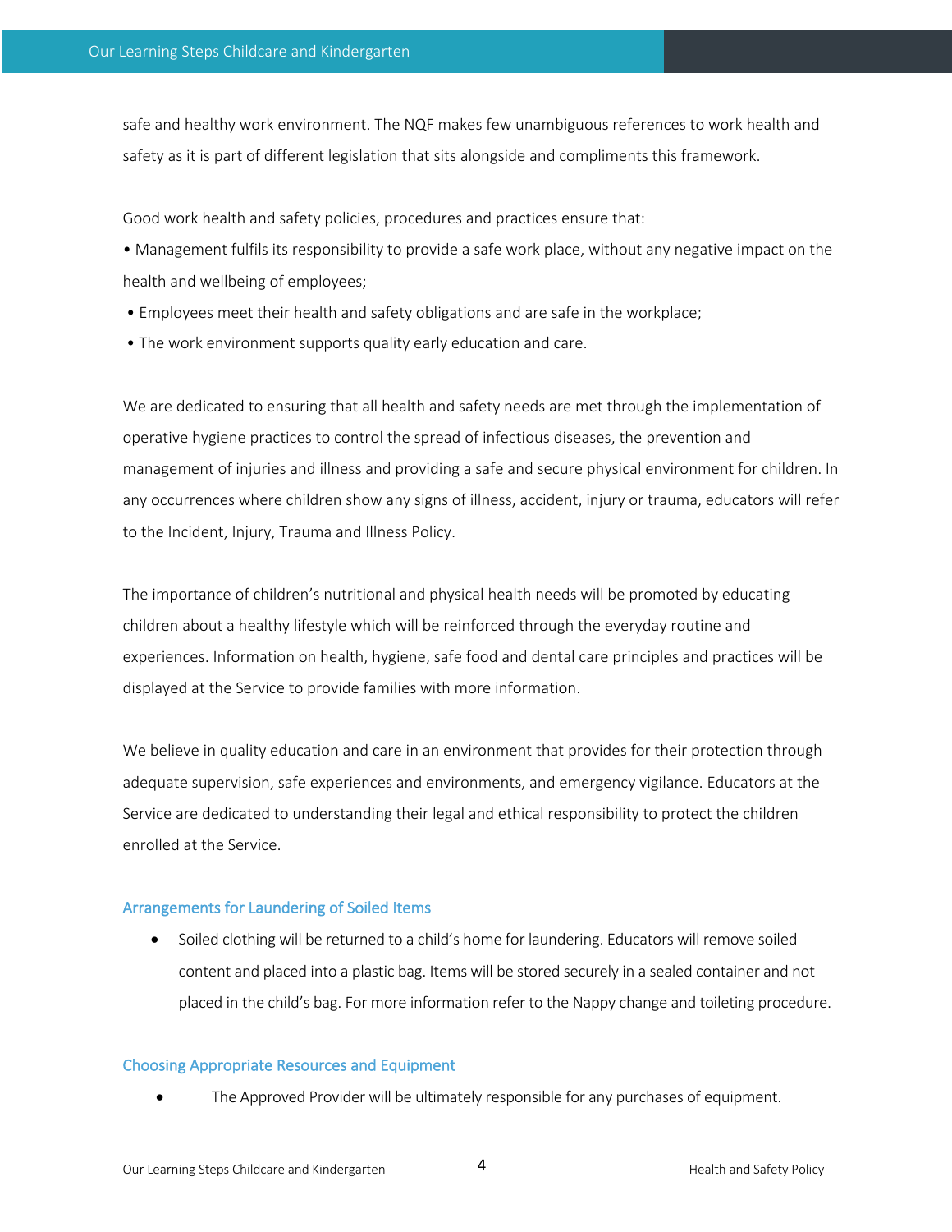safe and healthy work environment. The NQF makes few unambiguous references to work health and safety as it is part of different legislation that sits alongside and compliments this framework.

Good work health and safety policies, procedures and practices ensure that:

- Management fulfils its responsibility to provide a safe work place, without any negative impact on the health and wellbeing of employees;
- Employees meet their health and safety obligations and are safe in the workplace;
- The work environment supports quality early education and care.

We are dedicated to ensuring that all health and safety needs are met through the implementation of operative hygiene practices to control the spread of infectious diseases, the prevention and management of injuries and illness and providing a safe and secure physical environment for children. In any occurrences where children show any signs of illness, accident, injury or trauma, educators will refer to the Incident, Injury, Trauma and Illness Policy.

The importance of children's nutritional and physical health needs will be promoted by educating children about a healthy lifestyle which will be reinforced through the everyday routine and experiences. Information on health, hygiene, safe food and dental care principles and practices will be displayed at the Service to provide families with more information.

We believe in quality education and care in an environment that provides for their protection through adequate supervision, safe experiences and environments, and emergency vigilance. Educators at the Service are dedicated to understanding their legal and ethical responsibility to protect the children enrolled at the Service.

### Arrangements for Laundering of Soiled Items

- Soiled clothing will be returned to a child's home for laundering. Educators will remove soiled content and placed into a plastic bag. Items will be stored securely in a sealed container and not placed in the child's bag. For more information refer to the Nappy change and toileting procedure.

### Choosing Appropriate Resources and Equipment

- The Approved Provider will be ultimately responsible for any purchases of equipment.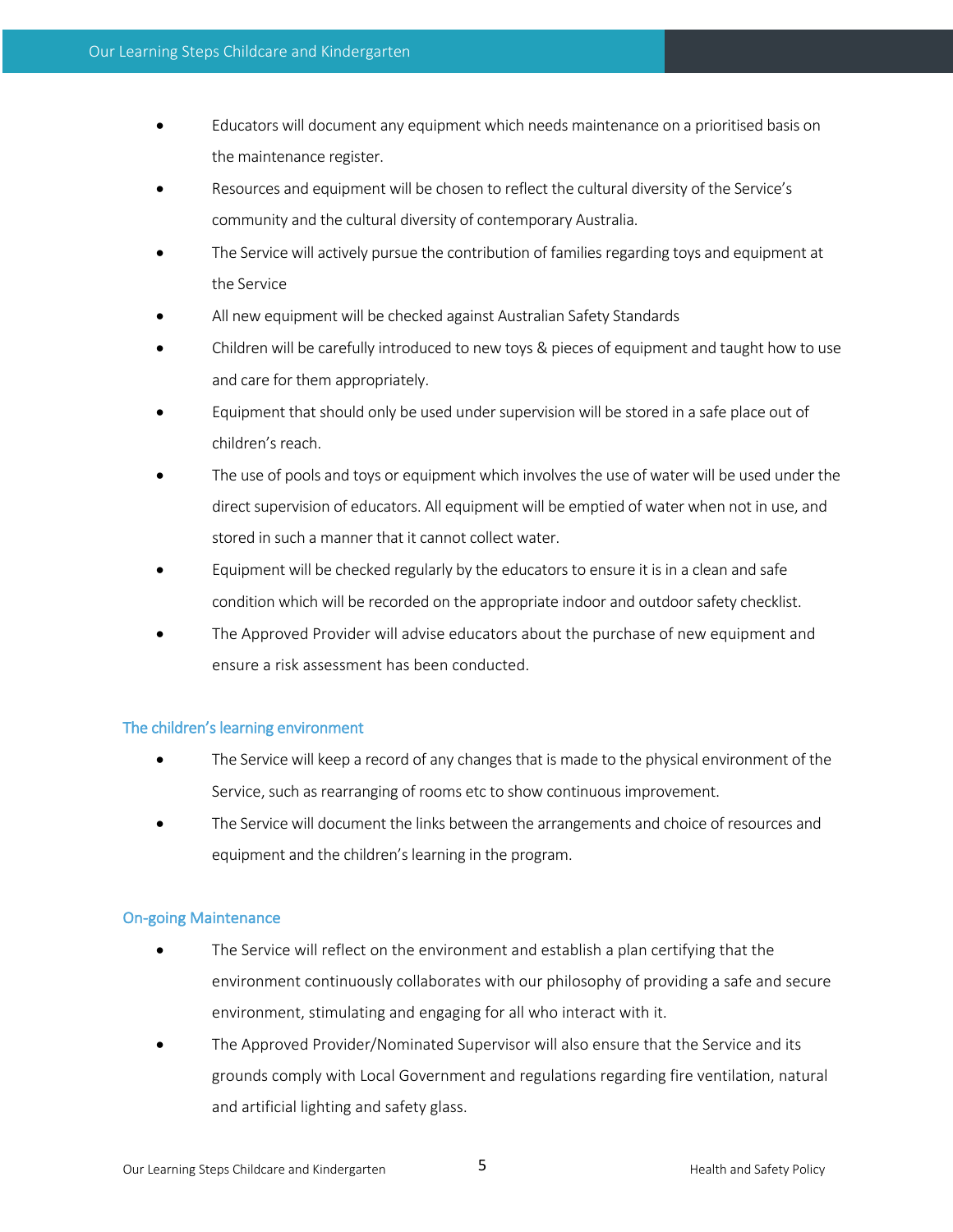- Educators will document any equipment which needs maintenance on a prioritised basis on the maintenance register.
- Resources and equipment will be chosen to reflect the cultural diversity of the Service's community and the cultural diversity of contemporary Australia.
- The Service will actively pursue the contribution of families regarding toys and equipment at the Service
- All new equipment will be checked against Australian Safety Standards
- Children will be carefully introduced to new toys & pieces of equipment and taught how to use and care for them appropriately.
- Equipment that should only be used under supervision will be stored in a safe place out of children's reach.
- The use of pools and toys or equipment which involves the use of water will be used under the direct supervision of educators. All equipment will be emptied of water when not in use, and stored in such a manner that it cannot collect water.
- Equipment will be checked regularly by the educators to ensure it is in a clean and safe condition which will be recorded on the appropriate indoor and outdoor safety checklist.
- The Approved Provider will advise educators about the purchase of new equipment and ensure a risk assessment has been conducted.

### The children's learning environment

- The Service will keep a record of any changes that is made to the physical environment of the Service, such as rearranging of rooms etc to show continuous improvement.
- The Service will document the links between the arrangements and choice of resources and equipment and the children's learning in the program.

### On-going Maintenance

- The Service will reflect on the environment and establish a plan certifying that the environment continuously collaborates with our philosophy of providing a safe and secure environment, stimulating and engaging for all who interact with it.
- The Approved Provider/Nominated Supervisor will also ensure that the Service and its grounds comply with Local Government and regulations regarding fire ventilation, natural and artificial lighting and safety glass.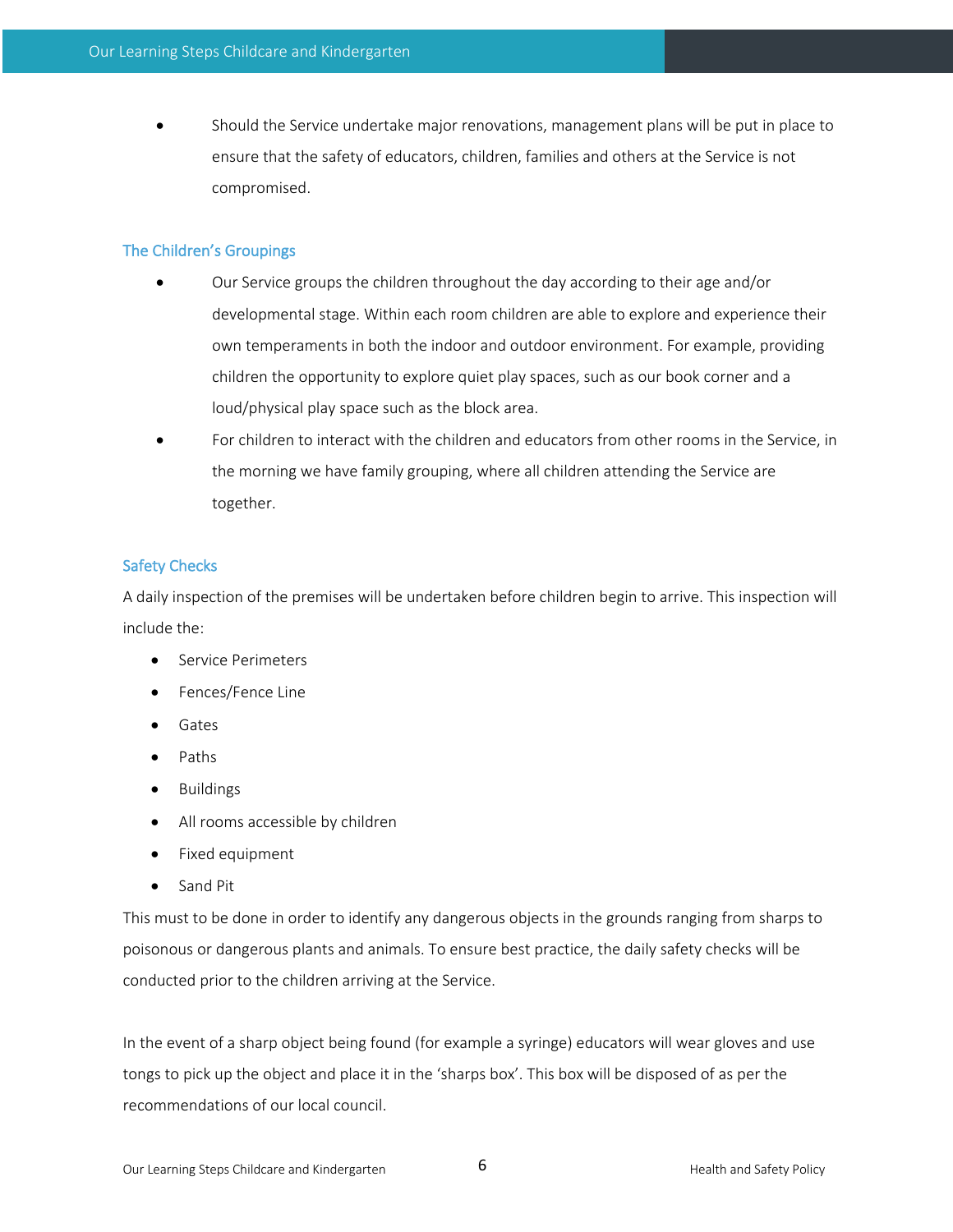- Should the Service undertake major renovations, management plans will be put in place to ensure that the safety of educators, children, families and others at the Service is not compromised.

### The Children's Groupings

- Our Service groups the children throughout the day according to their age and/or developmental stage. Within each room children are able to explore and experience their own temperaments in both the indoor and outdoor environment. For example, providing children the opportunity to explore quiet play spaces, such as our book corner and a loud/physical play space such as the block area.
- For children to interact with the children and educators from other rooms in the Service, in the morning we have family grouping, where all children attending the Service are together.

### Safety Checks

A daily inspection of the premises will be undertaken before children begin to arrive. This inspection will include the:

- Service Perimeters
- Fences/Fence Line
- Gates
- Paths
- Buildings
- All rooms accessible by children
- Fixed equipment
- Sand Pit

This must to be done in order to identify any dangerous objects in the grounds ranging from sharps to poisonous or dangerous plants and animals. To ensure best practice, the daily safety checks will be conducted prior to the children arriving at the Service.

In the event of a sharp object being found (for example a syringe) educators will wear gloves and use tongs to pick up the object and place it in the 'sharps box'. This box will be disposed of as per the recommendations of our local council.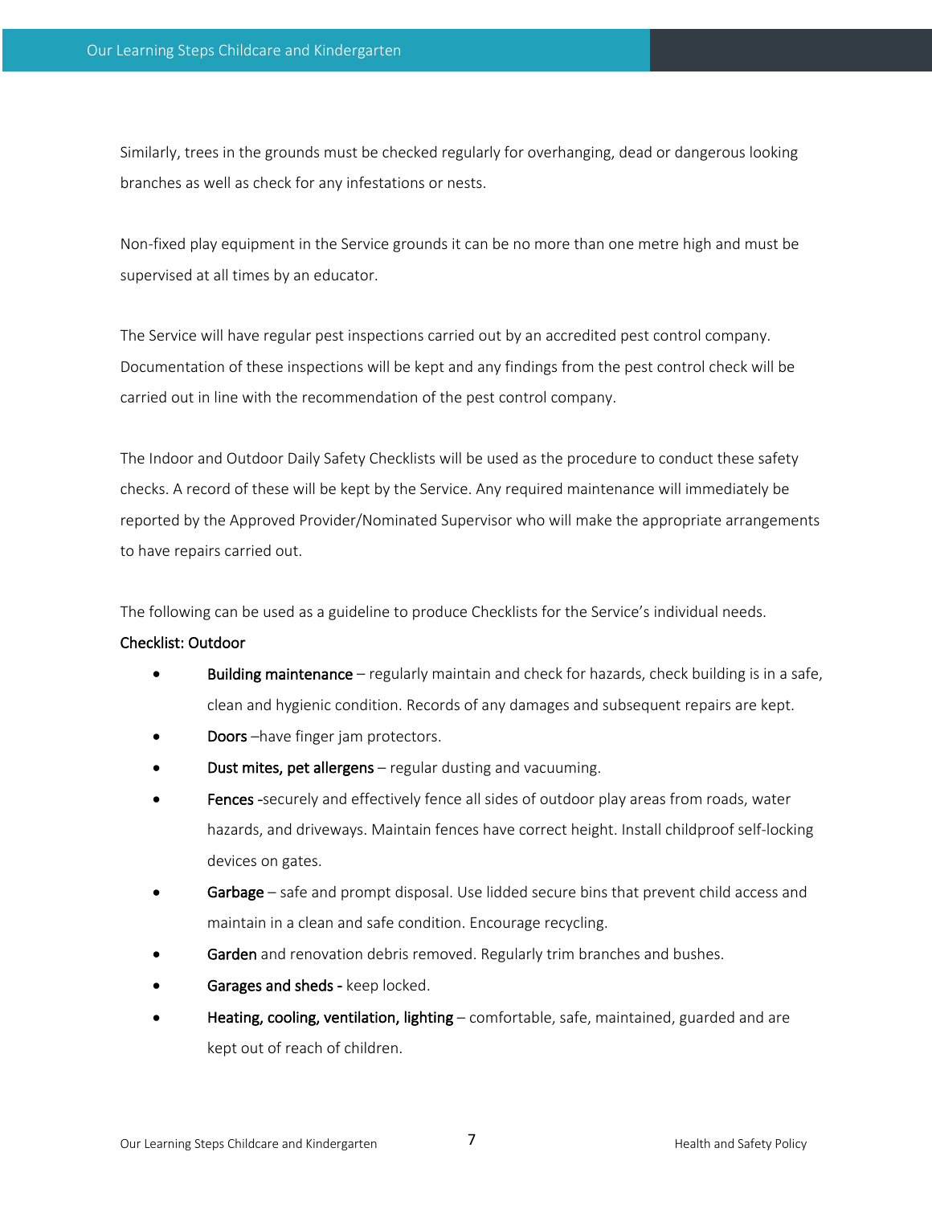Similarly, trees in the grounds must be checked regularly for overhanging, dead or dangerous looking branches as well as check for any infestations or nests.

Non-fixed play equipment in the Service grounds it can be no more than one metre high and must be supervised at all times by an educator.

The Service will have regular pest inspections carried out by an accredited pest control company. Documentation of these inspections will be kept and any findings from the pest control check will be carried out in line with the recommendation of the pest control company.

The Indoor and Outdoor Daily Safety Checklists will be used as the procedure to conduct these safety checks. A record of these will be kept by the Service. Any required maintenance will immediately be reported by the Approved Provider/Nominated Supervisor who will make the appropriate arrangements to have repairs carried out.

The following can be used as a guideline to produce Checklists for the Service's individual needs.

**Checklist: Outdoor**

- **Building maintenance** – regularly maintain and check for hazards, check building is in a safe, clean and hygienic condition. Records of any damages and subsequent repairs are kept.
- **Doors** –have finger jam protectors.
- **Dust mites, pet allergens** – regular dusting and vacuuming.
- **Fences** -securely and effectively fence all sides of outdoor play areas from roads, water hazards, and driveways. Maintain fences have correct height. Install childproof self-locking devices on gates.
- **Garbage** – safe and prompt disposal. Use lidded secure bins that prevent child access and maintain in a clean and safe condition. Encourage recycling.
- **Garden** and renovation debris removed. Regularly trim branches and bushes.
- **Garages and sheds** - keep locked.
- **Heating, cooling, ventilation, lighting** – comfortable, safe, maintained, guarded and are kept out of reach of children.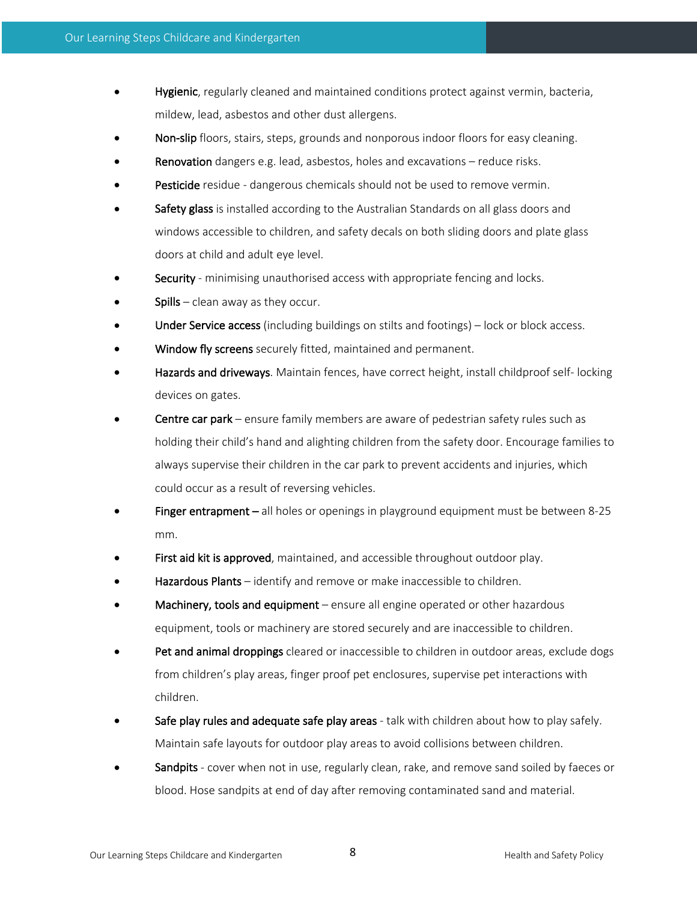- **Hygienic**, regularly cleaned and maintained conditions protect against vermin, bacteria, mildew, lead, asbestos and other dust allergens.
- **Non-slip** floors, stairs, steps, grounds and nonporous indoor floors for easy cleaning.
- **Renovation** dangers e.g. lead, asbestos, holes and excavations – reduce risks.
- **Pesticide** residue - dangerous chemicals should not be used to remove vermin.
- **Safety glass** is installed according to the Australian Standards on all glass doors and windows accessible to children, and safety decals on both sliding doors and plate glass doors at child and adult eye level.
- **Security** - minimising unauthorised access with appropriate fencing and locks.
- **Spills** – clean away as they occur.
- **Under Service access** (including buildings on stilts and footings) – lock or block access.
- **Window fly screens** securely fitted, maintained and permanent.
- **Hazards and driveways**. Maintain fences, have correct height, install childproof self- locking devices on gates.
- **Centre car park** – ensure family members are aware of pedestrian safety rules such as holding their child's hand and alighting children from the safety door. Encourage families to always supervise their children in the car park to prevent accidents and injuries, which could occur as a result of reversing vehicles.
- **Finger entrapment –** all holes or openings in playground equipment must be between 8-25 mm.
- **First aid kit is approved**, maintained, and accessible throughout outdoor play.
- **Hazardous Plants** – identify and remove or make inaccessible to children.
- **Machinery, tools and equipment** – ensure all engine operated or other hazardous equipment, tools or machinery are stored securely and are inaccessible to children.
- **Pet and animal droppings** cleared or inaccessible to children in outdoor areas, exclude dogs from children's play areas, finger proof pet enclosures, supervise pet interactions with children.
- **Safe play rules and adequate safe play areas** - talk with children about how to play safely. Maintain safe layouts for outdoor play areas to avoid collisions between children.
- **Sandpits** - cover when not in use, regularly clean, rake, and remove sand soiled by faeces or blood. Hose sandpits at end of day after removing contaminated sand and material.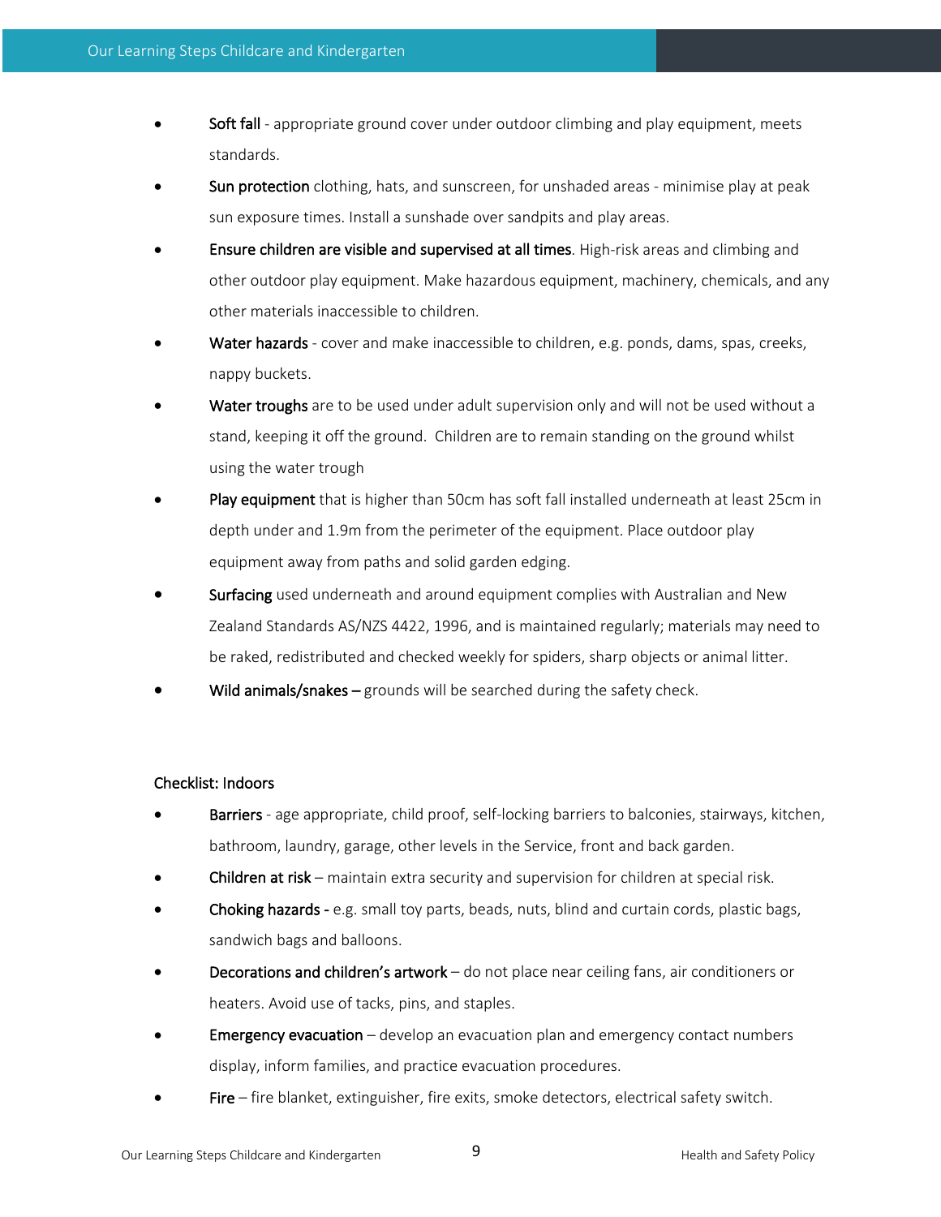- Soft fall - appropriate ground cover under outdoor climbing and play equipment, meets standards.
- Sun protection clothing, hats, and sunscreen, for unshaded areas - minimise play at peak sun exposure times. Install a sunshade over sandpits and play areas.
- Ensure children are visible and supervised at all times. High-risk areas and climbing and other outdoor play equipment. Make hazardous equipment, machinery, chemicals, and any other materials inaccessible to children.
- Water hazards - cover and make inaccessible to children, e.g. ponds, dams, spas, creeks, nappy buckets.
- Water troughs are to be used under adult supervision only and will not be used without a stand, keeping it off the ground. Children are to remain standing on the ground whilst using the water trough
- Play equipment that is higher than 50cm has soft fall installed underneath at least 25cm in depth under and 1.9m from the perimeter of the equipment. Place outdoor play equipment away from paths and solid garden edging.
- Surfacing used underneath and around equipment complies with Australian and New Zealand Standards AS/NZS 4422, 1996, and is maintained regularly; materials may need to be raked, redistributed and checked weekly for spiders, sharp objects or animal litter.
- Wild animals/snakes – grounds will be searched during the safety check.

Checklist: Indoors

- Barriers - age appropriate, child proof, self-locking barriers to balconies, stairways, kitchen, bathroom, laundry, garage, other levels in the Service, front and back garden.
- Children at risk – maintain extra security and supervision for children at special risk.
- Choking hazards - e.g. small toy parts, beads, nuts, blind and curtain cords, plastic bags, sandwich bags and balloons.
- Decorations and children's artwork – do not place near ceiling fans, air conditioners or heaters. Avoid use of tacks, pins, and staples.
- Emergency evacuation – develop an evacuation plan and emergency contact numbers display, inform families, and practice evacuation procedures.
- Fire – fire blanket, extinguisher, fire exits, smoke detectors, electrical safety switch.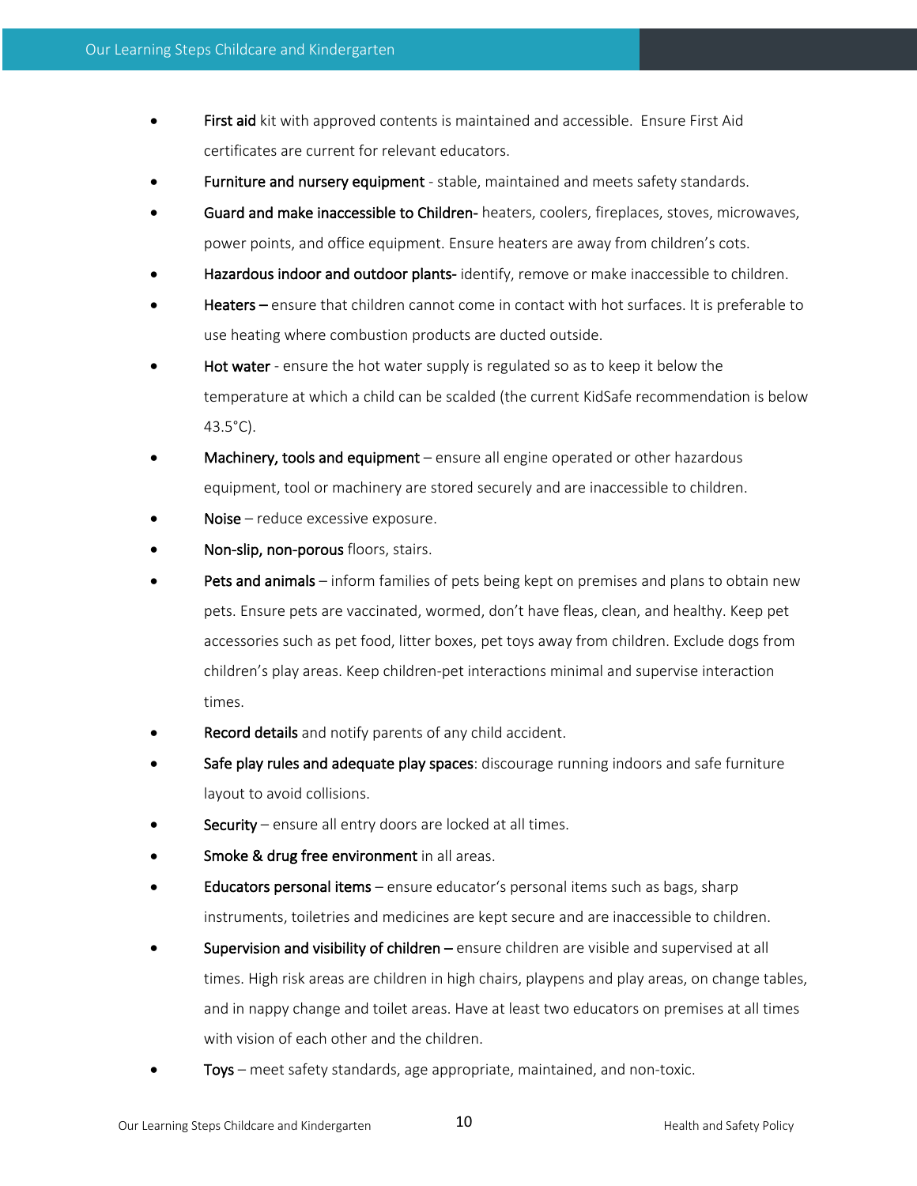- **First aid** kit with approved contents is maintained and accessible. Ensure First Aid certificates are current for relevant educators.
- **Furniture and nursery equipment** - stable, maintained and meets safety standards.
- **Guard and make inaccessible to Children-** heaters, coolers, fireplaces, stoves, microwaves, power points, and office equipment. Ensure heaters are away from children's cots.
- **Hazardous indoor and outdoor plants-** identify, remove or make inaccessible to children.
- **Heaters –** ensure that children cannot come in contact with hot surfaces. It is preferable to use heating where combustion products are ducted outside.
- **Hot water** - ensure the hot water supply is regulated so as to keep it below the temperature at which a child can be scalded (the current KidSafe recommendation is below 43.5°C).
- **Machinery, tools and equipment** – ensure all engine operated or other hazardous equipment, tool or machinery are stored securely and are inaccessible to children.
- **Noise** – reduce excessive exposure.
- **Non-slip, non-porous** floors, stairs.
- **Pets and animals** – inform families of pets being kept on premises and plans to obtain new pets. Ensure pets are vaccinated, wormed, don't have fleas, clean, and healthy. Keep pet accessories such as pet food, litter boxes, pet toys away from children. Exclude dogs from children's play areas. Keep children-pet interactions minimal and supervise interaction times.
- **Record details** and notify parents of any child accident.
- **Safe play rules and adequate play spaces**: discourage running indoors and safe furniture layout to avoid collisions.
- **Security** – ensure all entry doors are locked at all times.
- **Smoke & drug free environment** in all areas.
- **Educators personal items** – ensure educator's personal items such as bags, sharp instruments, toiletries and medicines are kept secure and are inaccessible to children.
- **Supervision and visibility of children –** ensure children are visible and supervised at all times. High risk areas are children in high chairs, playpens and play areas, on change tables, and in nappy change and toilet areas. Have at least two educators on premises at all times with vision of each other and the children.
- **Toys** – meet safety standards, age appropriate, maintained, and non-toxic.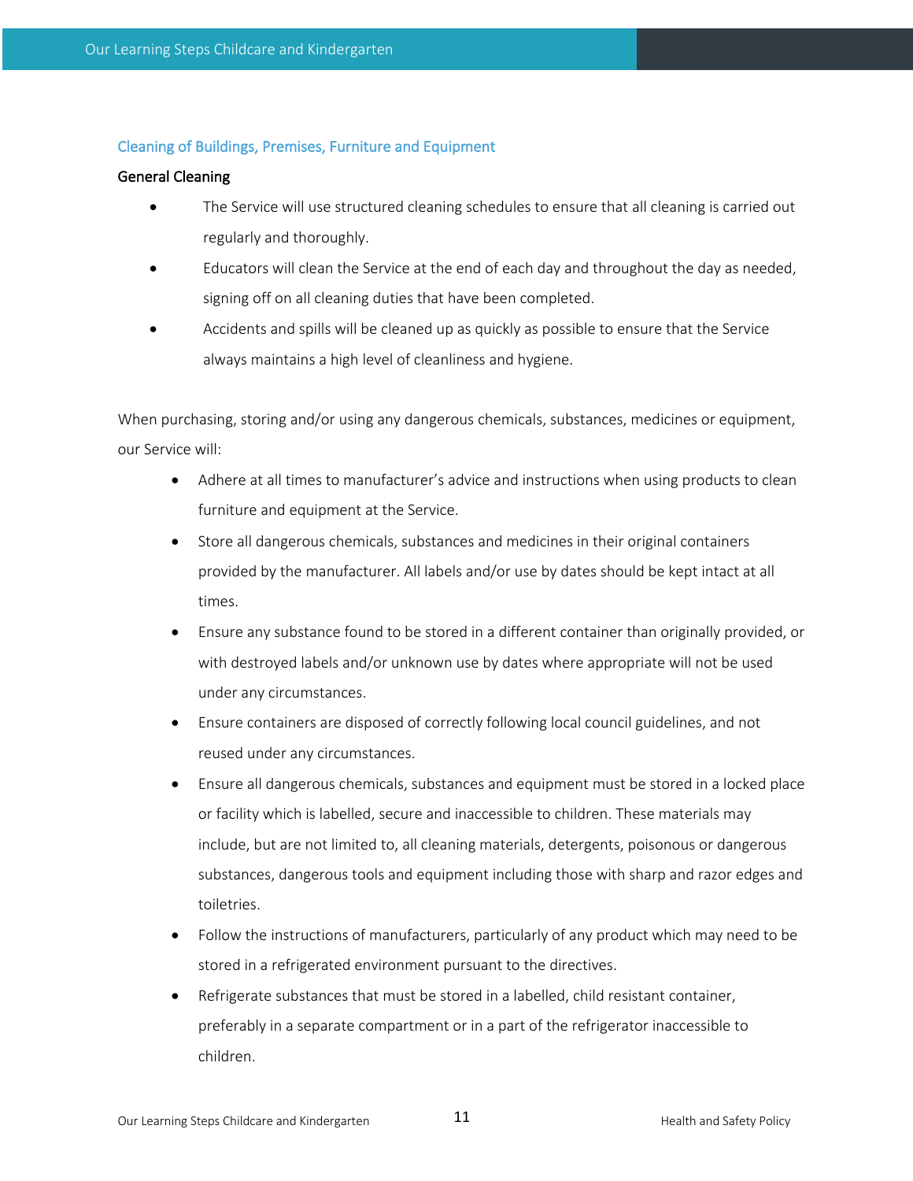## Cleaning of Buildings, Premises, Furniture and Equipment

### General Cleaning

- The Service will use structured cleaning schedules to ensure that all cleaning is carried out regularly and thoroughly.
- Educators will clean the Service at the end of each day and throughout the day as needed, signing off on all cleaning duties that have been completed.
- Accidents and spills will be cleaned up as quickly as possible to ensure that the Service always maintains a high level of cleanliness and hygiene.

When purchasing, storing and/or using any dangerous chemicals, substances, medicines or equipment, our Service will:

- Adhere at all times to manufacturer's advice and instructions when using products to clean furniture and equipment at the Service.
- Store all dangerous chemicals, substances and medicines in their original containers provided by the manufacturer. All labels and/or use by dates should be kept intact at all times.
- Ensure any substance found to be stored in a different container than originally provided, or with destroyed labels and/or unknown use by dates where appropriate will not be used under any circumstances.
- Ensure containers are disposed of correctly following local council guidelines, and not reused under any circumstances.
- Ensure all dangerous chemicals, substances and equipment must be stored in a locked place or facility which is labelled, secure and inaccessible to children. These materials may include, but are not limited to, all cleaning materials, detergents, poisonous or dangerous substances, dangerous tools and equipment including those with sharp and razor edges and toiletries.
- Follow the instructions of manufacturers, particularly of any product which may need to be stored in a refrigerated environment pursuant to the directives.
- Refrigerate substances that must be stored in a labelled, child resistant container, preferably in a separate compartment or in a part of the refrigerator inaccessible to children.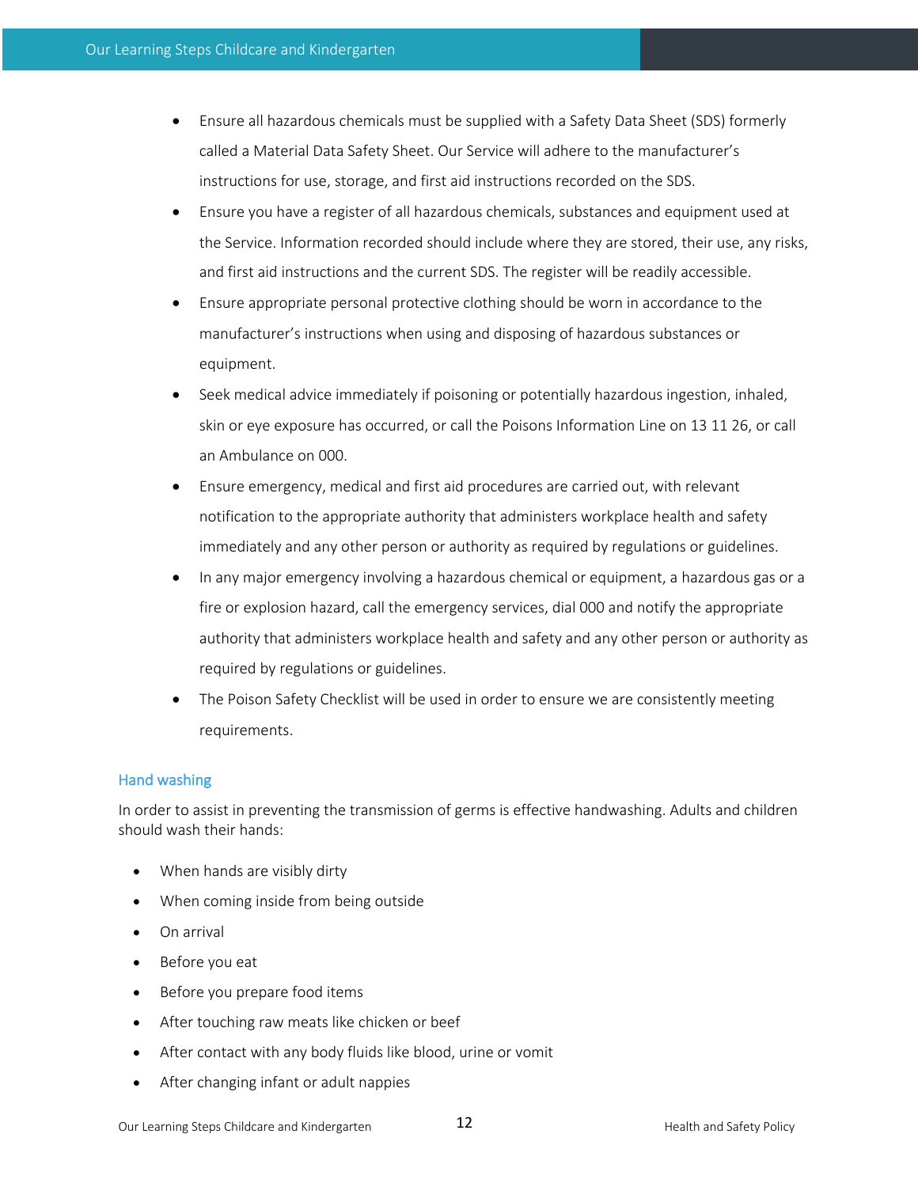- Ensure all hazardous chemicals must be supplied with a Safety Data Sheet (SDS) formerly called a Material Data Safety Sheet. Our Service will adhere to the manufacturer's instructions for use, storage, and first aid instructions recorded on the SDS.
- Ensure you have a register of all hazardous chemicals, substances and equipment used at the Service. Information recorded should include where they are stored, their use, any risks, and first aid instructions and the current SDS. The register will be readily accessible.
- Ensure appropriate personal protective clothing should be worn in accordance to the manufacturer's instructions when using and disposing of hazardous substances or equipment.
- Seek medical advice immediately if poisoning or potentially hazardous ingestion, inhaled, skin or eye exposure has occurred, or call the Poisons Information Line on 13 11 26, or call an Ambulance on 000.
- Ensure emergency, medical and first aid procedures are carried out, with relevant notification to the appropriate authority that administers workplace health and safety immediately and any other person or authority as required by regulations or guidelines.
- In any major emergency involving a hazardous chemical or equipment, a hazardous gas or a fire or explosion hazard, call the emergency services, dial 000 and notify the appropriate authority that administers workplace health and safety and any other person or authority as required by regulations or guidelines.
- The Poison Safety Checklist will be used in order to ensure we are consistently meeting requirements.

### Hand washing

In order to assist in preventing the transmission of germs is effective handwashing. Adults and children should wash their hands:

- When hands are visibly dirty
- When coming inside from being outside
- On arrival
- Before you eat
- Before you prepare food items
- After touching raw meats like chicken or beef
- After contact with any body fluids like blood, urine or vomit
- After changing infant or adult nappies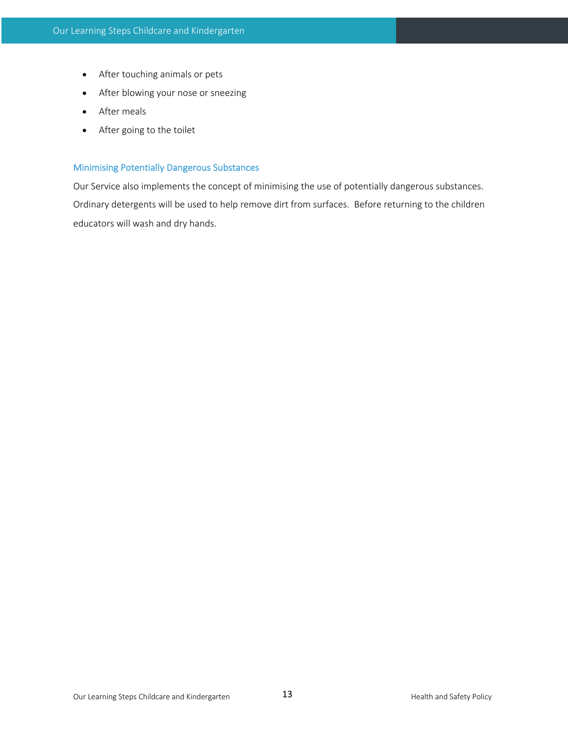- After touching animals or pets
- After blowing your nose or sneezing
- After meals
- After going to the toilet

### Minimising Potentially Dangerous Substances

Our Service also implements the concept of minimising the use of potentially dangerous substances. Ordinary detergents will be used to help remove dirt from surfaces. Before returning to the children educators will wash and dry hands.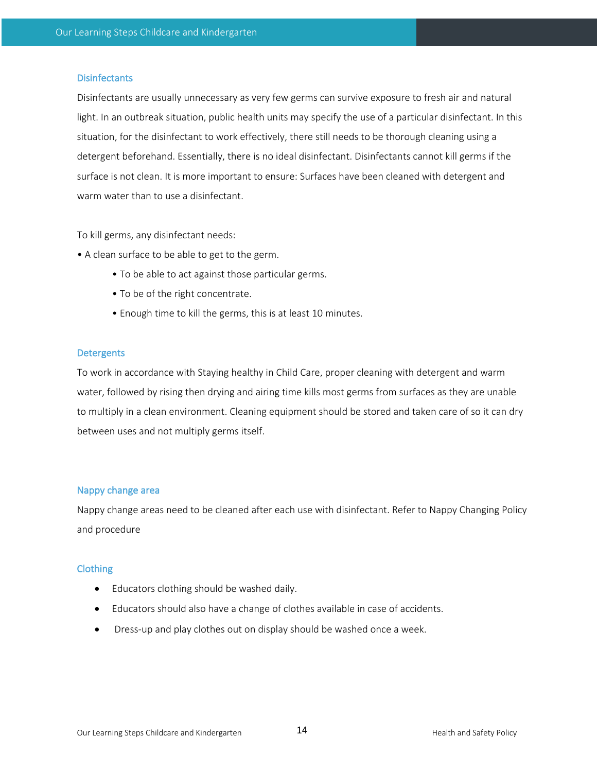### Disinfectants

Disinfectants are usually unnecessary as very few germs can survive exposure to fresh air and natural light. In an outbreak situation, public health units may specify the use of a particular disinfectant. In this situation, for the disinfectant to work effectively, there still needs to be thorough cleaning using a detergent beforehand. Essentially, there is no ideal disinfectant. Disinfectants cannot kill germs if the surface is not clean. It is more important to ensure: Surfaces have been cleaned with detergent and warm water than to use a disinfectant.

To kill germs, any disinfectant needs:

- A clean surface to be able to get to the germ.
  - To be able to act against those particular germs.
  - To be of the right concentrate.
  - Enough time to kill the germs, this is at least 10 minutes.

### Detergents

To work in accordance with Staying healthy in Child Care, proper cleaning with detergent and warm water, followed by rising then drying and airing time kills most germs from surfaces as they are unable to multiply in a clean environment. Cleaning equipment should be stored and taken care of so it can dry between uses and not multiply germs itself.

### Nappy change area

Nappy change areas need to be cleaned after each use with disinfectant. Refer to Nappy Changing Policy and procedure

### Clothing

- Educators clothing should be washed daily.
- Educators should also have a change of clothes available in case of accidents.
- Dress-up and play clothes out on display should be washed once a week.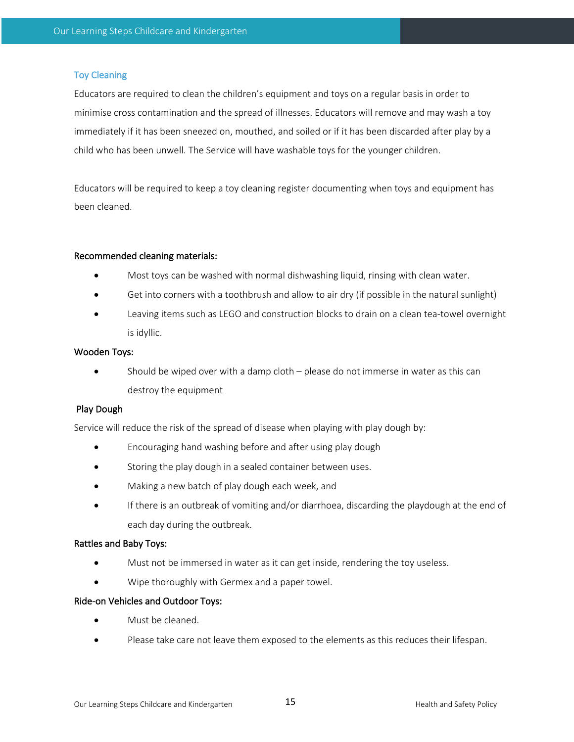## Toy Cleaning

Educators are required to clean the children's equipment and toys on a regular basis in order to minimise cross contamination and the spread of illnesses. Educators will remove and may wash a toy immediately if it has been sneezed on, mouthed, and soiled or if it has been discarded after play by a child who has been unwell. The Service will have washable toys for the younger children.

Educators will be required to keep a toy cleaning register documenting when toys and equipment has been cleaned.

**Recommended cleaning materials:**

- Most toys can be washed with normal dishwashing liquid, rinsing with clean water.
- Get into corners with a toothbrush and allow to air dry (if possible in the natural sunlight)
- Leaving items such as LEGO and construction blocks to drain on a clean tea-towel overnight is idyllic.

**Wooden Toys:**

- Should be wiped over with a damp cloth – please do not immerse in water as this can destroy the equipment

**Play Dough**

Service will reduce the risk of the spread of disease when playing with play dough by:

- Encouraging hand washing before and after using play dough
- Storing the play dough in a sealed container between uses.
- Making a new batch of play dough each week, and
- If there is an outbreak of vomiting and/or diarrhoea, discarding the playdough at the end of each day during the outbreak.

**Rattles and Baby Toys:**

- Must not be immersed in water as it can get inside, rendering the toy useless.
- Wipe thoroughly with Germex and a paper towel.

**Ride-on Vehicles and Outdoor Toys:**

- Must be cleaned.
- Please take care not leave them exposed to the elements as this reduces their lifespan.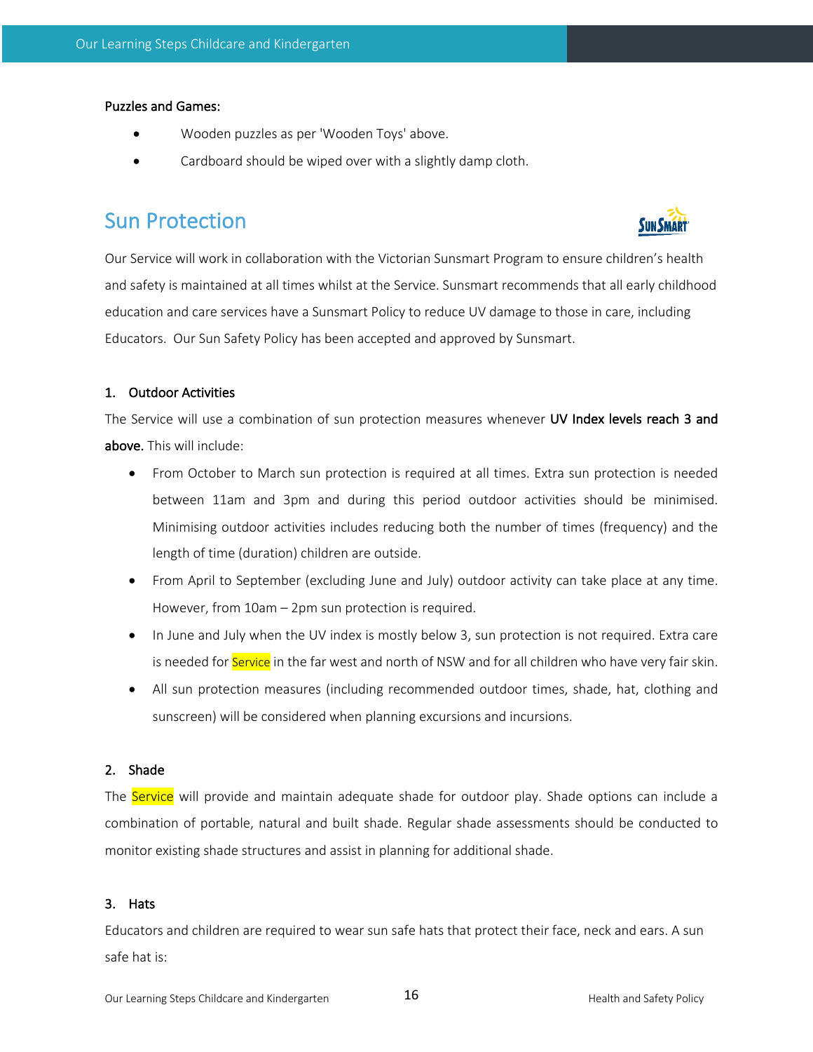**Puzzles and Games:**

- Wooden puzzles as per 'Wooden Toys' above.
- Cardboard should be wiped over with a slightly damp cloth.

## Sun Protection

Our Service will work in collaboration with the Victorian Sunsmart Program to ensure children's health and safety is maintained at all times whilst at the Service. Sunsmart recommends that all early childhood education and care services have a Sunsmart Policy to reduce UV damage to those in care, including Educators. Our Sun Safety Policy has been accepted and approved by Sunsmart.

### 1. Outdoor Activities

The Service will use a combination of sun protection measures whenever **UV Index levels reach 3 and above.** This will include:

- From October to March sun protection is required at all times. Extra sun protection is needed between 11am and 3pm and during this period outdoor activities should be minimised. Minimising outdoor activities includes reducing both the number of times (frequency) and the length of time (duration) children are outside.
- From April to September (excluding June and July) outdoor activity can take place at any time. However, from 10am – 2pm sun protection is required.
- In June and July when the UV index is mostly below 3, sun protection is not required. Extra care is needed for Service in the far west and north of NSW and for all children who have very fair skin.
- All sun protection measures (including recommended outdoor times, shade, hat, clothing and sunscreen) will be considered when planning excursions and incursions.

### 2. Shade

The Service will provide and maintain adequate shade for outdoor play. Shade options can include a combination of portable, natural and built shade. Regular shade assessments should be conducted to monitor existing shade structures and assist in planning for additional shade.

### 3. Hats

Educators and children are required to wear sun safe hats that protect their face, neck and ears. A sun safe hat is: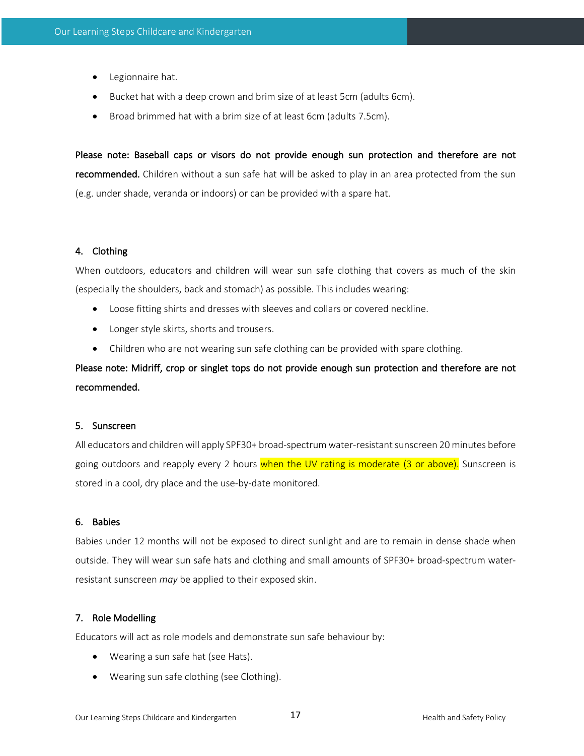- Legionnaire hat.
- Bucket hat with a deep crown and brim size of at least 5cm (adults 6cm).
- Broad brimmed hat with a brim size of at least 6cm (adults 7.5cm).

**Please note: Baseball caps or visors do not provide enough sun protection and therefore are not recommended.** Children without a sun safe hat will be asked to play in an area protected from the sun (e.g. under shade, veranda or indoors) or can be provided with a spare hat.

#### 4. Clothing

When outdoors, educators and children will wear sun safe clothing that covers as much of the skin (especially the shoulders, back and stomach) as possible. This includes wearing:

- Loose fitting shirts and dresses with sleeves and collars or covered neckline.
- Longer style skirts, shorts and trousers.
- Children who are not wearing sun safe clothing can be provided with spare clothing.

**Please note: Midriff, crop or singlet tops do not provide enough sun protection and therefore are not recommended.**

#### 5. Sunscreen

All educators and children will apply SPF30+ broad-spectrum water-resistant sunscreen 20 minutes before going outdoors and reapply every 2 hours when the UV rating is moderate (3 or above). Sunscreen is stored in a cool, dry place and the use-by-date monitored.

#### 6. Babies

Babies under 12 months will not be exposed to direct sunlight and are to remain in dense shade when outside. They will wear sun safe hats and clothing and small amounts of SPF30+ broad-spectrum water-resistant sunscreen *may* be applied to their exposed skin.

#### 7. Role Modelling

Educators will act as role models and demonstrate sun safe behaviour by:

- Wearing a sun safe hat (see Hats).
- Wearing sun safe clothing (see Clothing).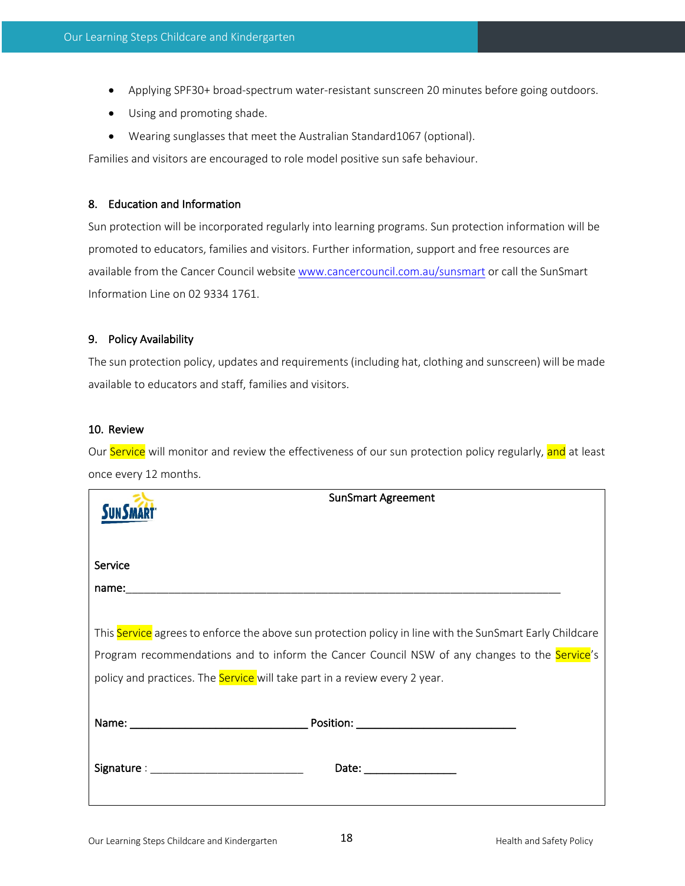- Applying SPF30+ broad-spectrum water-resistant sunscreen 20 minutes before going outdoors.
- Using and promoting shade.
- Wearing sunglasses that meet the Australian Standard1067 (optional).

Families and visitors are encouraged to role model positive sun safe behaviour.

### 8. Education and Information

Sun protection will be incorporated regularly into learning programs. Sun protection information will be promoted to educators, families and visitors. Further information, support and free resources are available from the Cancer Council website [www.cancercouncil.com.au/sunsmart](http://www.cancercouncil.com.au/sunsmart) or call the SunSmart Information Line on 02 9334 1761.

### 9. Policy Availability

The sun protection policy, updates and requirements (including hat, clothing and sunscreen) will be made available to educators and staff, families and visitors.

### 10. Review

Our Service will monitor and review the effectiveness of our sun protection policy regularly, and at least once every 12 months.

---

SunSmart

**SunSmart Agreement**

**Service name:**\_\_\_\_\_\_\_\_\_\_\_\_\_\_\_\_\_\_\_\_\_\_\_\_\_\_\_\_\_\_\_\_\_\_\_\_\_\_\_\_\_\_\_\_\_\_\_\_\_\_\_\_\_\_\_\_\_\_\_\_\_\_\_\_\_\_\_\_

This Service agrees to enforce the above sun protection policy in line with the SunSmart Early Childcare Program recommendations and to inform the Cancer Council NSW of any changes to the Service's policy and practices. The Service will take part in a review every 2 year.

**Name:** \_\_\_\_\_\_\_\_\_\_\_\_\_\_\_\_\_\_\_\_\_\_\_\_\_\_\_\_ **Position:** \_\_\_\_\_\_\_\_\_\_\_\_\_\_\_\_\_\_\_\_\_\_\_\_\_\_\_\_

**Signature** : \_\_\_\_\_\_\_\_\_\_\_\_\_\_\_\_\_\_\_\_\_\_\_\_\_\_ **Date:** \_\_\_\_\_\_\_\_\_\_\_\_\_\_\_\_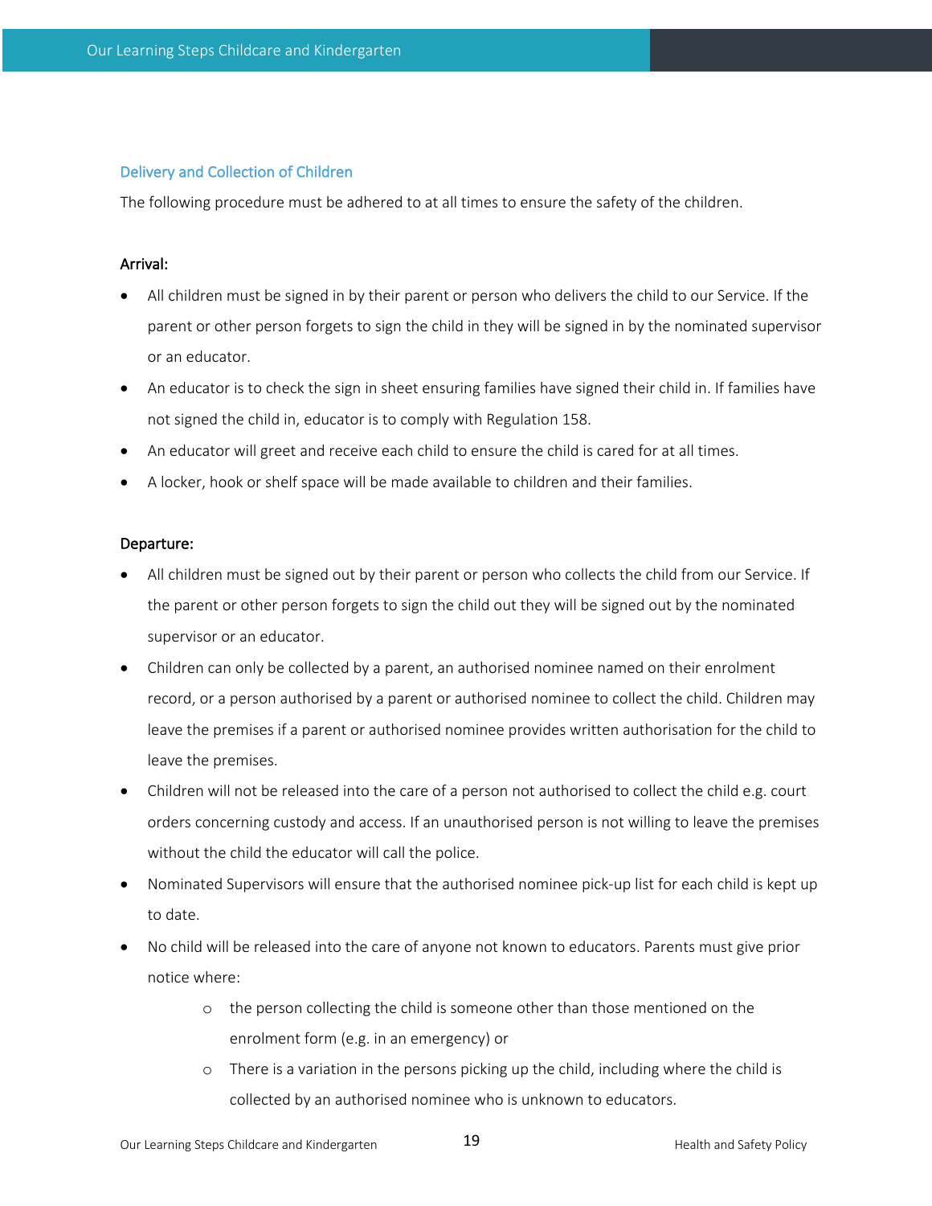## Delivery and Collection of Children

The following procedure must be adhered to at all times to ensure the safety of the children.

**Arrival:**

- All children must be signed in by their parent or person who delivers the child to our Service. If the parent or other person forgets to sign the child in they will be signed in by the nominated supervisor or an educator.
- An educator is to check the sign in sheet ensuring families have signed their child in. If families have not signed the child in, educator is to comply with Regulation 158.
- An educator will greet and receive each child to ensure the child is cared for at all times.
- A locker, hook or shelf space will be made available to children and their families.

**Departure:**

- All children must be signed out by their parent or person who collects the child from our Service. If the parent or other person forgets to sign the child out they will be signed out by the nominated supervisor or an educator.
- Children can only be collected by a parent, an authorised nominee named on their enrolment record, or a person authorised by a parent or authorised nominee to collect the child. Children may leave the premises if a parent or authorised nominee provides written authorisation for the child to leave the premises.
- Children will not be released into the care of a person not authorised to collect the child e.g. court orders concerning custody and access. If an unauthorised person is not willing to leave the premises without the child the educator will call the police.
- Nominated Supervisors will ensure that the authorised nominee pick-up list for each child is kept up to date.
- No child will be released into the care of anyone not known to educators. Parents must give prior notice where:
  - the person collecting the child is someone other than those mentioned on the enrolment form (e.g. in an emergency) or
  - There is a variation in the persons picking up the child, including where the child is collected by an authorised nominee who is unknown to educators.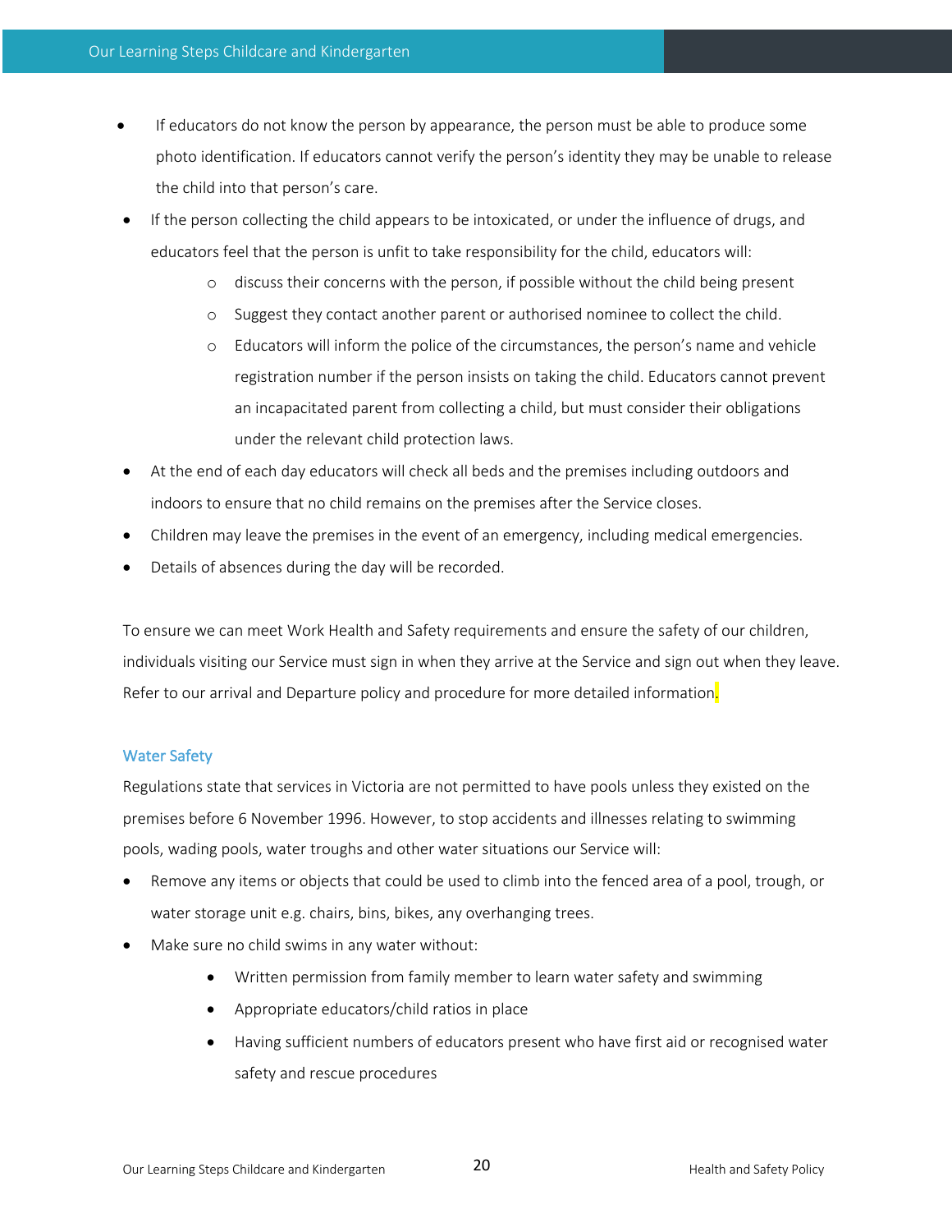- If educators do not know the person by appearance, the person must be able to produce some photo identification. If educators cannot verify the person's identity they may be unable to release the child into that person's care.
- If the person collecting the child appears to be intoxicated, or under the influence of drugs, and educators feel that the person is unfit to take responsibility for the child, educators will:
    - discuss their concerns with the person, if possible without the child being present
    - Suggest they contact another parent or authorised nominee to collect the child.
    - Educators will inform the police of the circumstances, the person's name and vehicle registration number if the person insists on taking the child. Educators cannot prevent an incapacitated parent from collecting a child, but must consider their obligations under the relevant child protection laws.
- At the end of each day educators will check all beds and the premises including outdoors and indoors to ensure that no child remains on the premises after the Service closes.
- Children may leave the premises in the event of an emergency, including medical emergencies.
- Details of absences during the day will be recorded.

To ensure we can meet Work Health and Safety requirements and ensure the safety of our children, individuals visiting our Service must sign in when they arrive at the Service and sign out when they leave. Refer to our arrival and Departure policy and procedure for more detailed information.

### Water Safety

Regulations state that services in Victoria are not permitted to have pools unless they existed on the premises before 6 November 1996. However, to stop accidents and illnesses relating to swimming pools, wading pools, water troughs and other water situations our Service will:

- Remove any items or objects that could be used to climb into the fenced area of a pool, trough, or water storage unit e.g. chairs, bins, bikes, any overhanging trees.
- Make sure no child swims in any water without:
    - Written permission from family member to learn water safety and swimming
    - Appropriate educators/child ratios in place
    - Having sufficient numbers of educators present who have first aid or recognised water safety and rescue procedures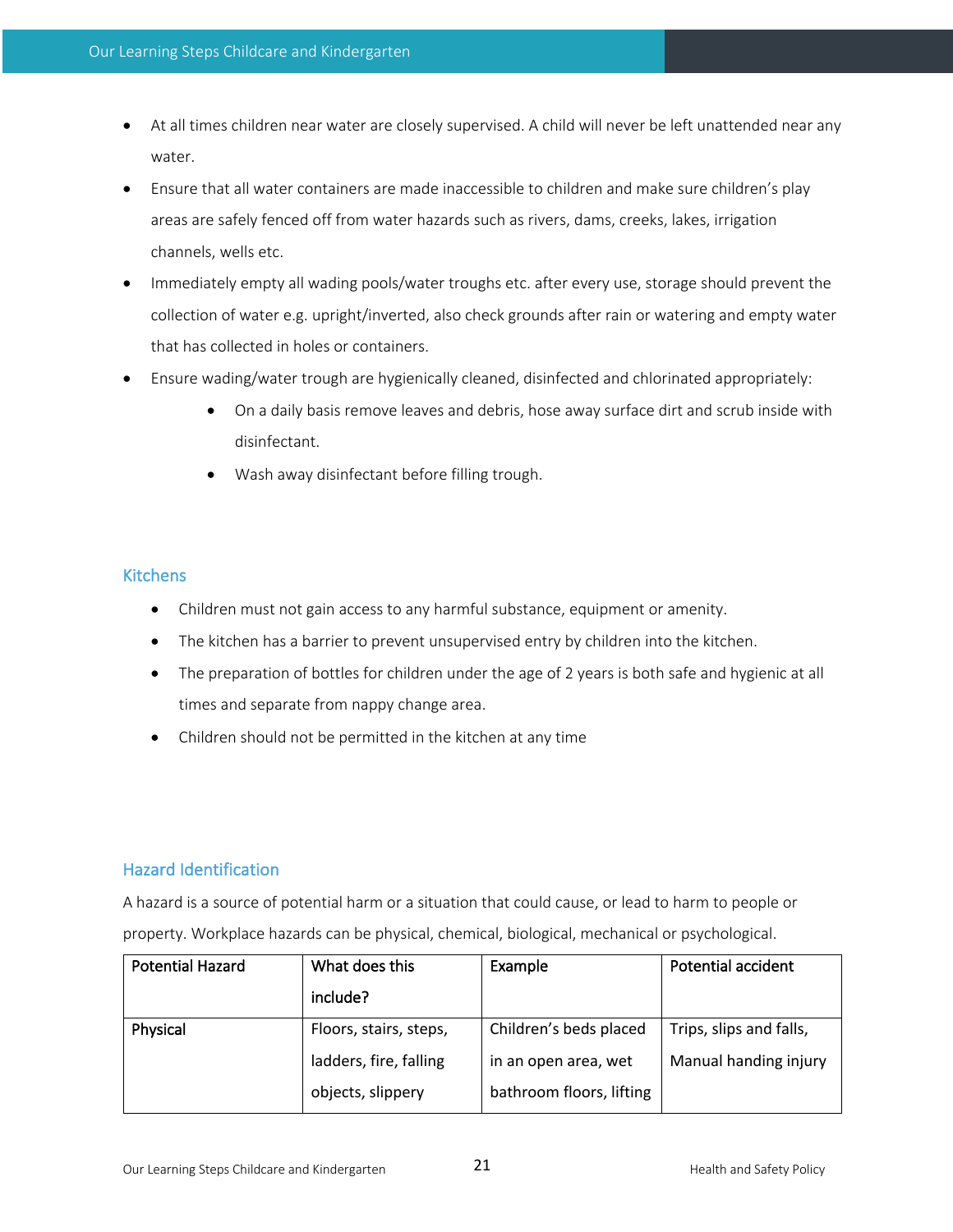- At all times children near water are closely supervised. A child will never be left unattended near any water.
- Ensure that all water containers are made inaccessible to children and make sure children's play areas are safely fenced off from water hazards such as rivers, dams, creeks, lakes, irrigation channels, wells etc.
- Immediately empty all wading pools/water troughs etc. after every use, storage should prevent the collection of water e.g. upright/inverted, also check grounds after rain or watering and empty water that has collected in holes or containers.
- Ensure wading/water trough are hygienically cleaned, disinfected and chlorinated appropriately:
    - On a daily basis remove leaves and debris, hose away surface dirt and scrub inside with disinfectant.
    - Wash away disinfectant before filling trough.

## Kitchens

- Children must not gain access to any harmful substance, equipment or amenity.
- The kitchen has a barrier to prevent unsupervised entry by children into the kitchen.
- The preparation of bottles for children under the age of 2 years is both safe and hygienic at all times and separate from nappy change area.
- Children should not be permitted in the kitchen at any time

## Hazard Identification

A hazard is a source of potential harm or a situation that could cause, or lead to harm to people or property. Workplace hazards can be physical, chemical, biological, mechanical or psychological.

| Potential Hazard | What does this include? | Example | Potential accident |
|---|---|---|---|
| **Physical** | Floors, stairs, steps, ladders, fire, falling objects, slippery | Children's beds placed in an open area, wet bathroom floors, lifting | Trips, slips and falls, Manual handing injury |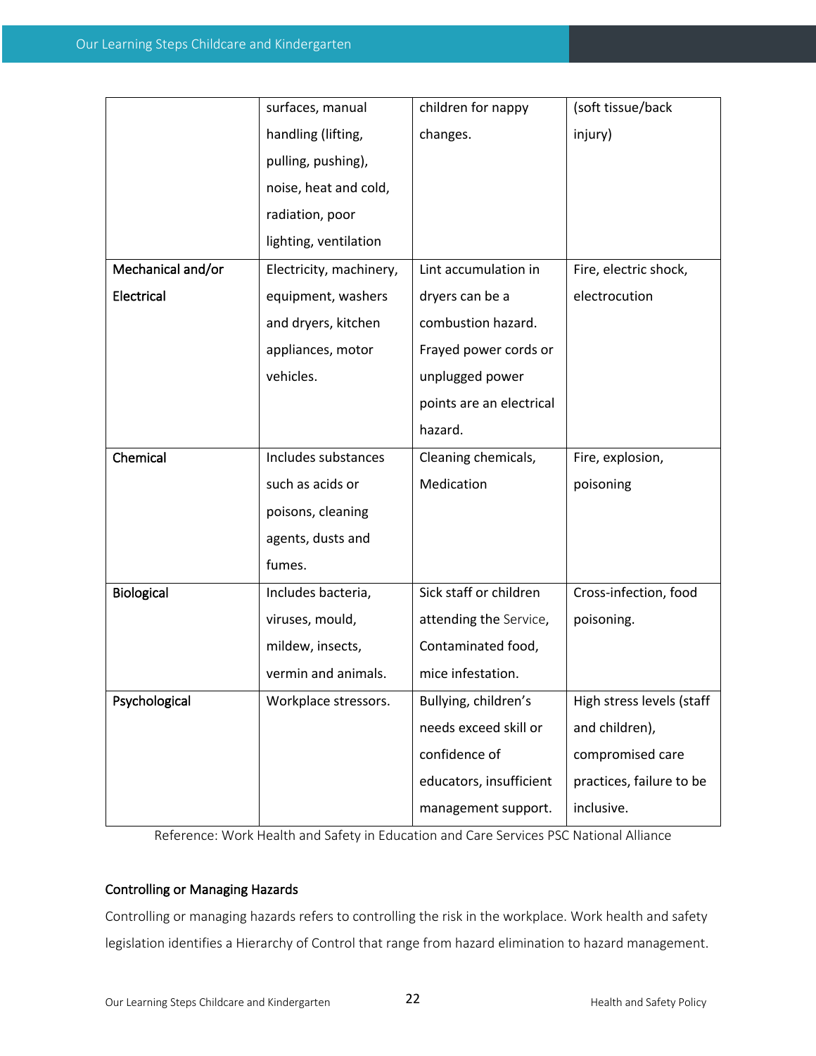|  |  |  |  |
|---|---|---|---|
|  | surfaces, manual handling (lifting, pulling, pushing), noise, heat and cold, radiation, poor lighting, ventilation | children for nappy changes. | (soft tissue/back injury) |
| Mechanical and/or Electrical | Electricity, machinery, equipment, washers and dryers, kitchen appliances, motor vehicles. | Lint accumulation in dryers can be a combustion hazard. Frayed power cords or unplugged power points are an electrical hazard. | Fire, electric shock, electrocution |
| Chemical | Includes substances such as acids or poisons, cleaning agents, dusts and fumes. | Cleaning chemicals, Medication | Fire, explosion, poisoning |
| Biological | Includes bacteria, viruses, mould, mildew, insects, vermin and animals. | Sick staff or children attending the Service, Contaminated food, mice infestation. | Cross-infection, food poisoning. |
| Psychological | Workplace stressors. | Bullying, children's needs exceed skill or confidence of educators, insufficient management support. | High stress levels (staff and children), compromised care practices, failure to be inclusive. |

Reference: Work Health and Safety in Education and Care Services PSC National Alliance

### Controlling or Managing Hazards

Controlling or managing hazards refers to controlling the risk in the workplace. Work health and safety legislation identifies a Hierarchy of Control that range from hazard elimination to hazard management.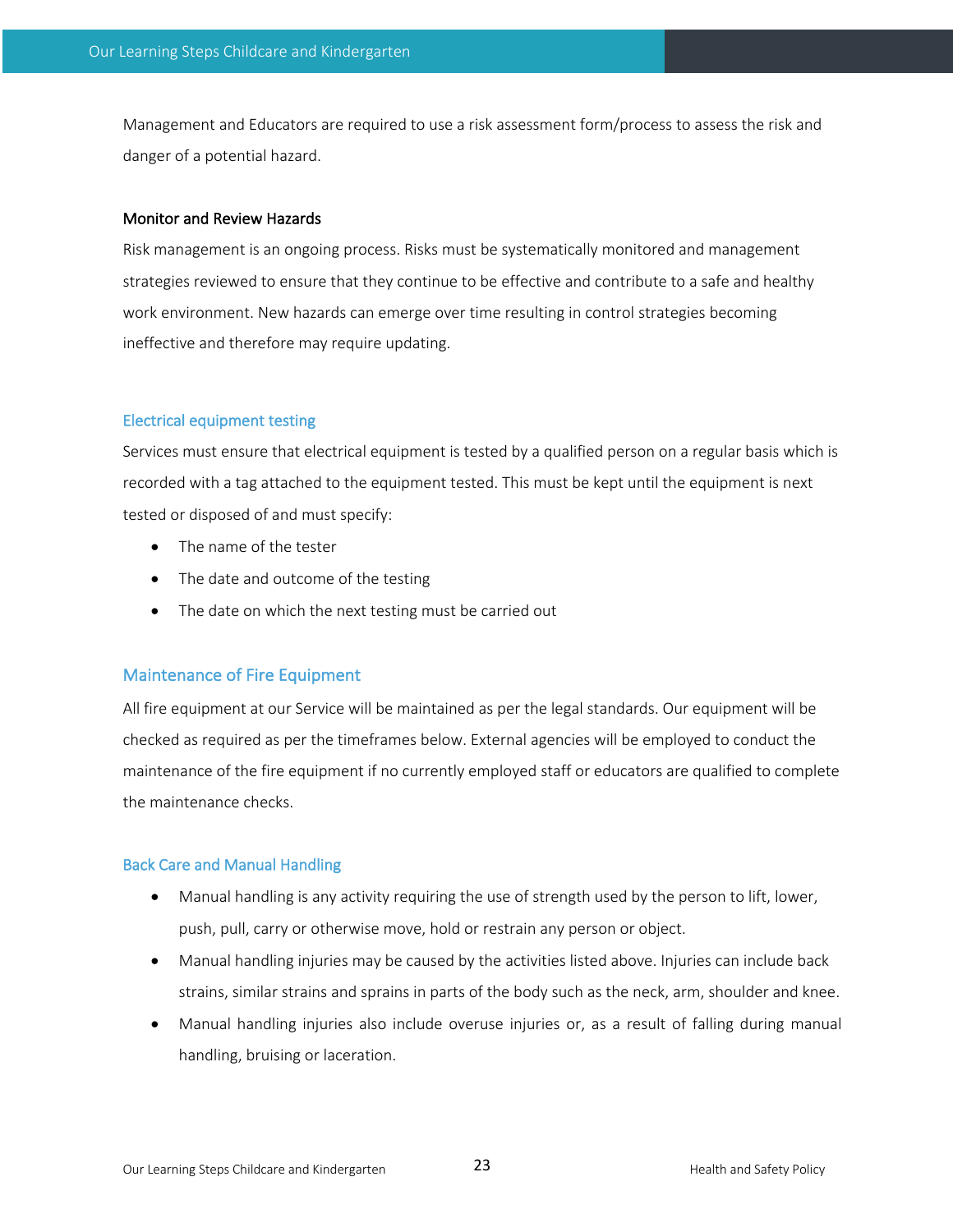Management and Educators are required to use a risk assessment form/process to assess the risk and danger of a potential hazard.

**Monitor and Review Hazards**

Risk management is an ongoing process. Risks must be systematically monitored and management strategies reviewed to ensure that they continue to be effective and contribute to a safe and healthy work environment. New hazards can emerge over time resulting in control strategies becoming ineffective and therefore may require updating.

### Electrical equipment testing

Services must ensure that electrical equipment is tested by a qualified person on a regular basis which is recorded with a tag attached to the equipment tested. This must be kept until the equipment is next tested or disposed of and must specify:

- The name of the tester
- The date and outcome of the testing
- The date on which the next testing must be carried out

## Maintenance of Fire Equipment

All fire equipment at our Service will be maintained as per the legal standards. Our equipment will be checked as required as per the timeframes below. External agencies will be employed to conduct the maintenance of the fire equipment if no currently employed staff or educators are qualified to complete the maintenance checks.

### Back Care and Manual Handling

- Manual handling is any activity requiring the use of strength used by the person to lift, lower, push, pull, carry or otherwise move, hold or restrain any person or object.
- Manual handling injuries may be caused by the activities listed above. Injuries can include back strains, similar strains and sprains in parts of the body such as the neck, arm, shoulder and knee.
- Manual handling injuries also include overuse injuries or, as a result of falling during manual handling, bruising or laceration.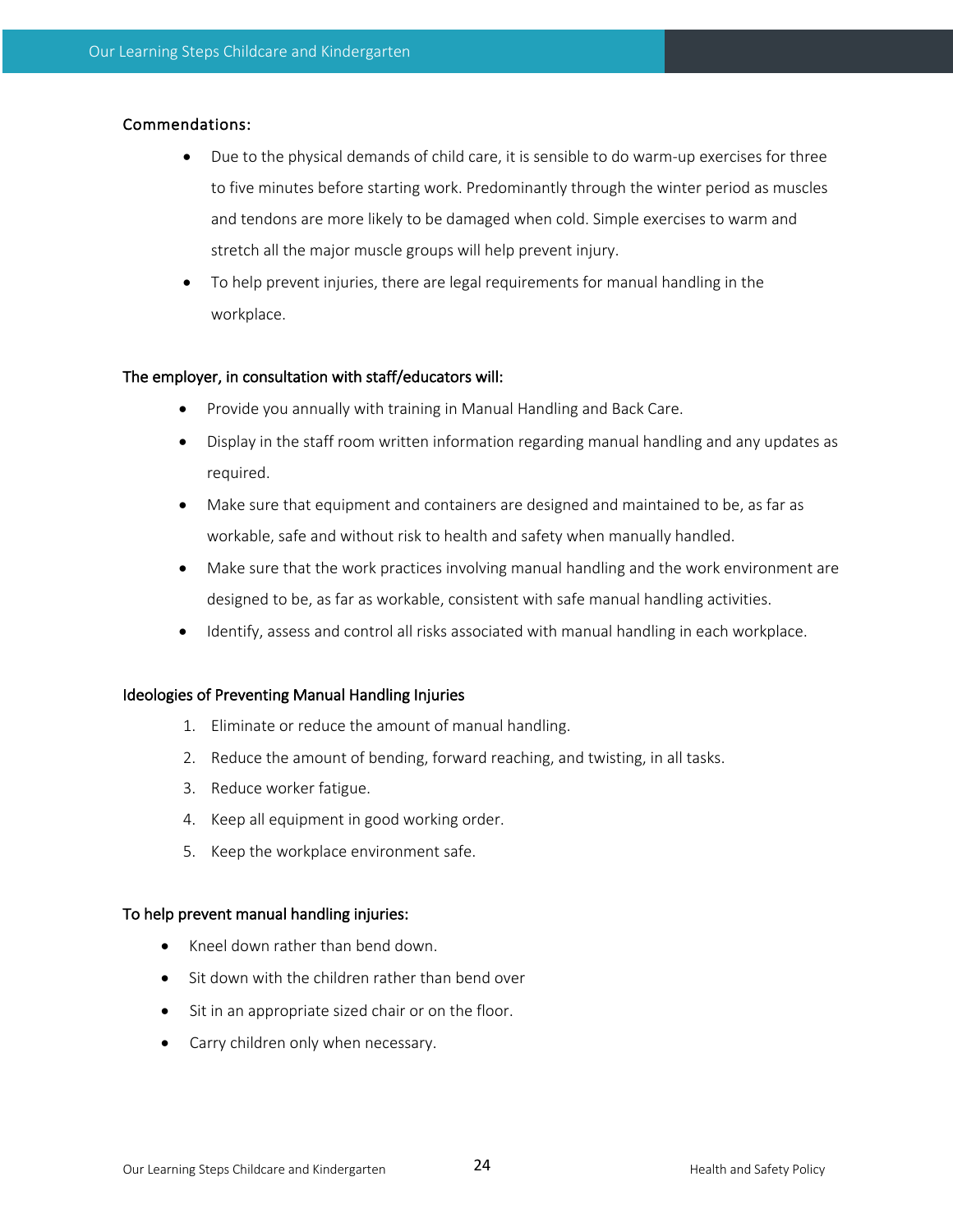**Commendations:**

- Due to the physical demands of child care, it is sensible to do warm-up exercises for three to five minutes before starting work. Predominantly through the winter period as muscles and tendons are more likely to be damaged when cold. Simple exercises to warm and stretch all the major muscle groups will help prevent injury.
- To help prevent injuries, there are legal requirements for manual handling in the workplace.

**The employer, in consultation with staff/educators will:**

- Provide you annually with training in Manual Handling and Back Care.
- Display in the staff room written information regarding manual handling and any updates as required.
- Make sure that equipment and containers are designed and maintained to be, as far as workable, safe and without risk to health and safety when manually handled.
- Make sure that the work practices involving manual handling and the work environment are designed to be, as far as workable, consistent with safe manual handling activities.
- Identify, assess and control all risks associated with manual handling in each workplace.

**Ideologies of Preventing Manual Handling Injuries**

1. Eliminate or reduce the amount of manual handling.
2. Reduce the amount of bending, forward reaching, and twisting, in all tasks.
3. Reduce worker fatigue.
4. Keep all equipment in good working order.
5. Keep the workplace environment safe.

**To help prevent manual handling injuries:**

- Kneel down rather than bend down.
- Sit down with the children rather than bend over
- Sit in an appropriate sized chair or on the floor.
- Carry children only when necessary.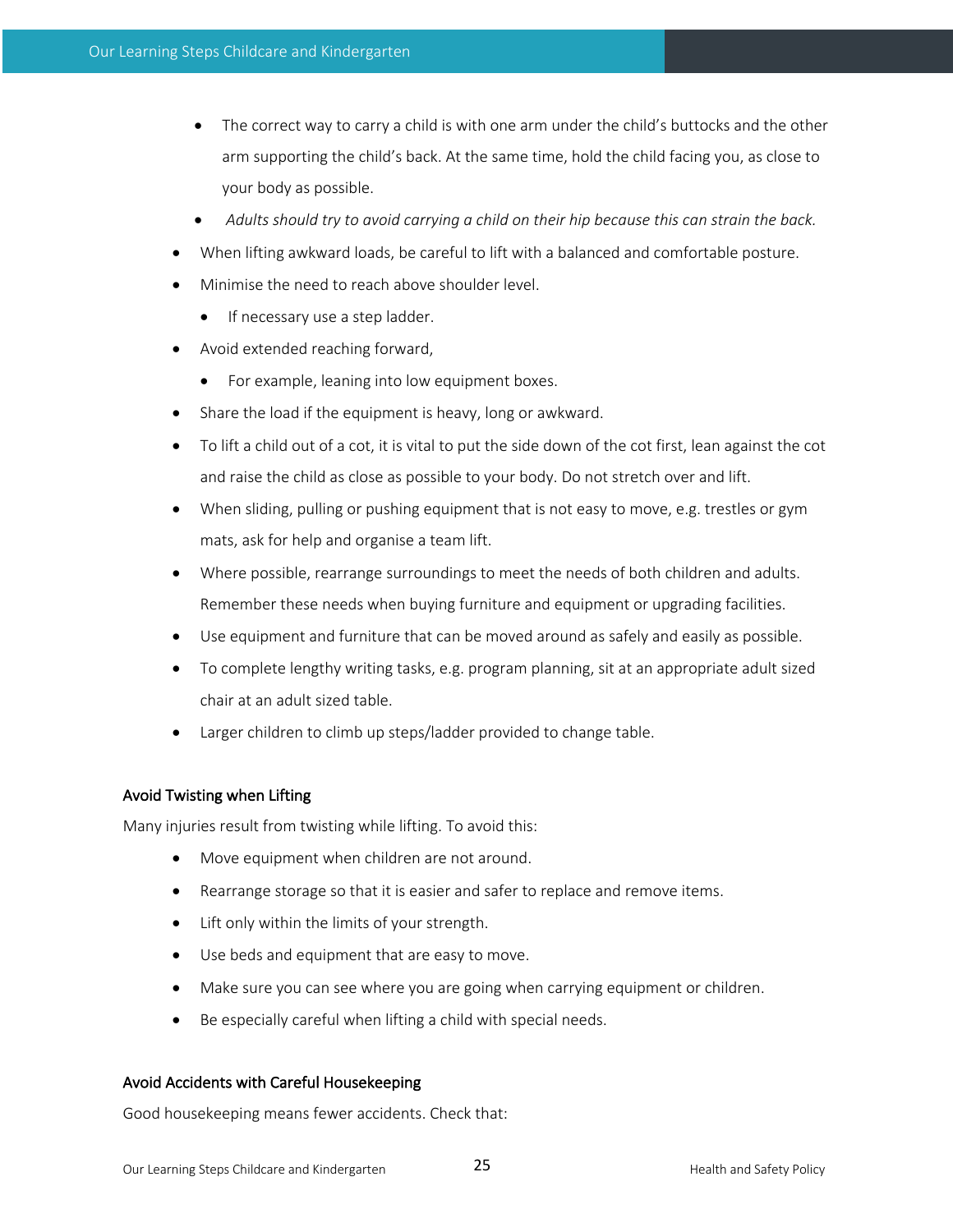- The correct way to carry a child is with one arm under the child's buttocks and the other arm supporting the child's back. At the same time, hold the child facing you, as close to your body as possible.
  - *Adults should try to avoid carrying a child on their hip because this can strain the back.*
- When lifting awkward loads, be careful to lift with a balanced and comfortable posture.
- Minimise the need to reach above shoulder level.
  - If necessary use a step ladder.
- Avoid extended reaching forward,
  - For example, leaning into low equipment boxes.
- Share the load if the equipment is heavy, long or awkward.
- To lift a child out of a cot, it is vital to put the side down of the cot first, lean against the cot and raise the child as close as possible to your body. Do not stretch over and lift.
- When sliding, pulling or pushing equipment that is not easy to move, e.g. trestles or gym mats, ask for help and organise a team lift.
- Where possible, rearrange surroundings to meet the needs of both children and adults. Remember these needs when buying furniture and equipment or upgrading facilities.
- Use equipment and furniture that can be moved around as safely and easily as possible.
- To complete lengthy writing tasks, e.g. program planning, sit at an appropriate adult sized chair at an adult sized table.
- Larger children to climb up steps/ladder provided to change table.

### Avoid Twisting when Lifting

Many injuries result from twisting while lifting. To avoid this:

- Move equipment when children are not around.
- Rearrange storage so that it is easier and safer to replace and remove items.
- Lift only within the limits of your strength.
- Use beds and equipment that are easy to move.
- Make sure you can see where you are going when carrying equipment or children.
- Be especially careful when lifting a child with special needs.

### Avoid Accidents with Careful Housekeeping

Good housekeeping means fewer accidents. Check that: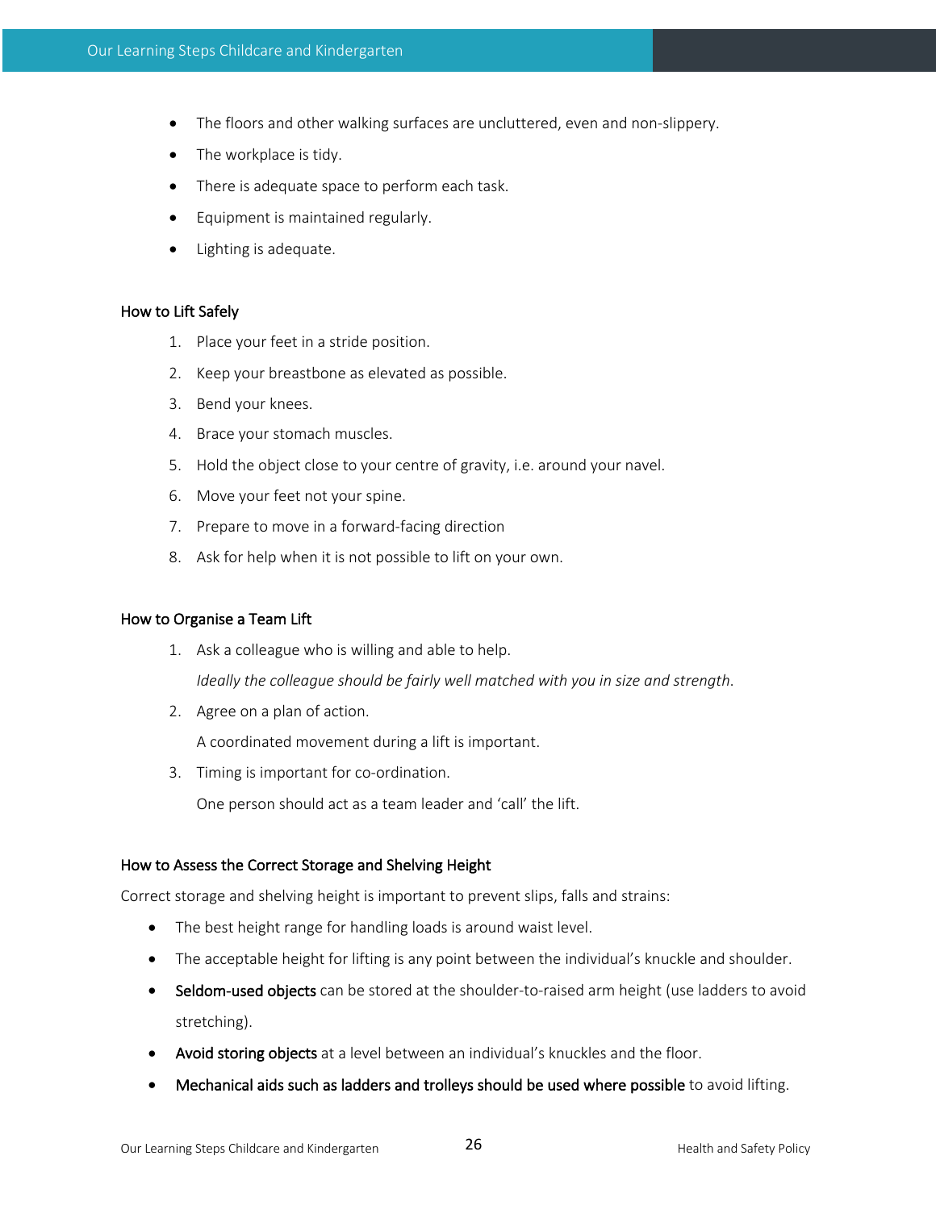- The floors and other walking surfaces are uncluttered, even and non-slippery.
- The workplace is tidy.
- There is adequate space to perform each task.
- Equipment is maintained regularly.
- Lighting is adequate.

### How to Lift Safely

1. Place your feet in a stride position.
2. Keep your breastbone as elevated as possible.
3. Bend your knees.
4. Brace your stomach muscles.
5. Hold the object close to your centre of gravity, i.e. around your navel.
6. Move your feet not your spine.
7. Prepare to move in a forward-facing direction
8. Ask for help when it is not possible to lift on your own.

### How to Organise a Team Lift

1. Ask a colleague who is willing and able to help.

   *Ideally the colleague should be fairly well matched with you in size and strength.*

2. Agree on a plan of action.

   A coordinated movement during a lift is important.

3. Timing is important for co-ordination.

   One person should act as a team leader and 'call' the lift.

### How to Assess the Correct Storage and Shelving Height

Correct storage and shelving height is important to prevent slips, falls and strains:

- The best height range for handling loads is around waist level.
- The acceptable height for lifting is any point between the individual's knuckle and shoulder.
- **Seldom-used objects** can be stored at the shoulder-to-raised arm height (use ladders to avoid stretching).
- **Avoid storing objects** at a level between an individual's knuckles and the floor.
- **Mechanical aids such as ladders and trolleys should be used where possible** to avoid lifting.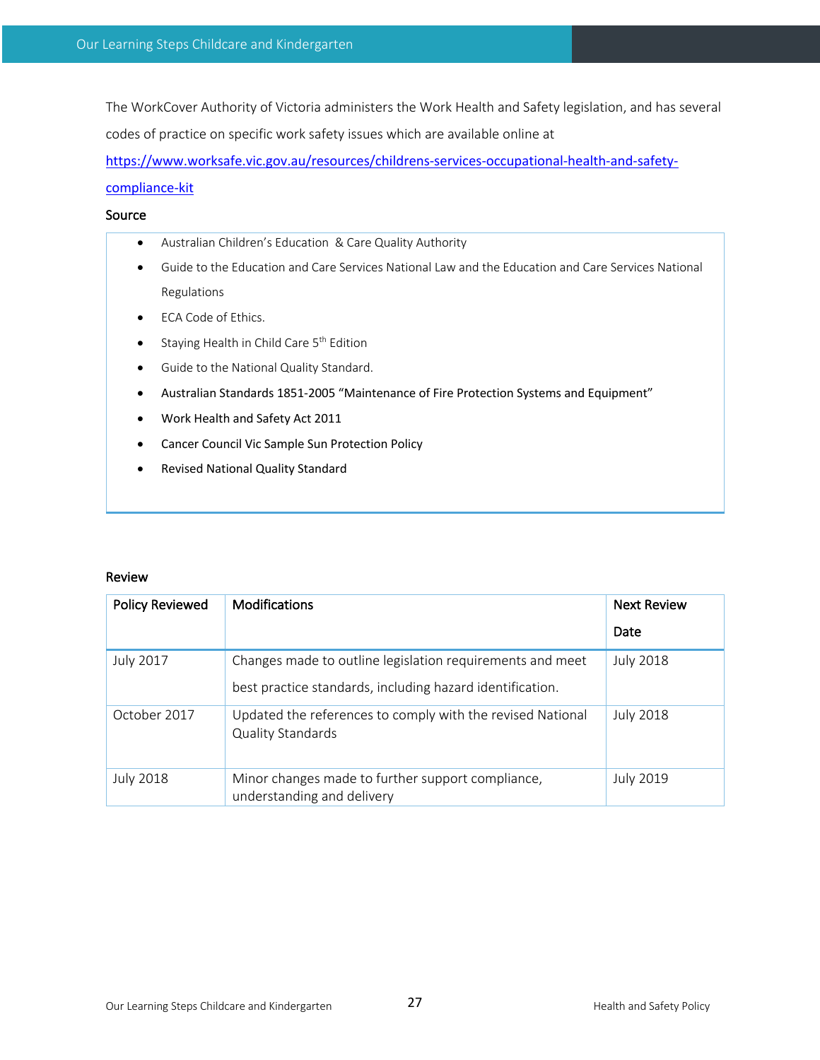The WorkCover Authority of Victoria administers the Work Health and Safety legislation, and has several codes of practice on specific work safety issues which are available online at [https://www.worksafe.vic.gov.au/resources/childrens-services-occupational-health-and-safety-compliance-kit](https://www.worksafe.vic.gov.au/resources/childrens-services-occupational-health-and-safety-compliance-kit)

## Source

- Australian Children's Education & Care Quality Authority
- Guide to the Education and Care Services National Law and the Education and Care Services National Regulations
- ECA Code of Ethics.
- Staying Health in Child Care 5th Edition
- Guide to the National Quality Standard.
- Australian Standards 1851-2005 "Maintenance of Fire Protection Systems and Equipment"
- Work Health and Safety Act 2011
- Cancer Council Vic Sample Sun Protection Policy
- Revised National Quality Standard

## Review

| Policy Reviewed | Modifications | Next Review Date |
|---|---|---|
| July 2017 | Changes made to outline legislation requirements and meet best practice standards, including hazard identification. | July 2018 |
| October 2017 | Updated the references to comply with the revised National Quality Standards | July 2018 |
| July 2018 | Minor changes made to further support compliance, understanding and delivery | July 2019 |